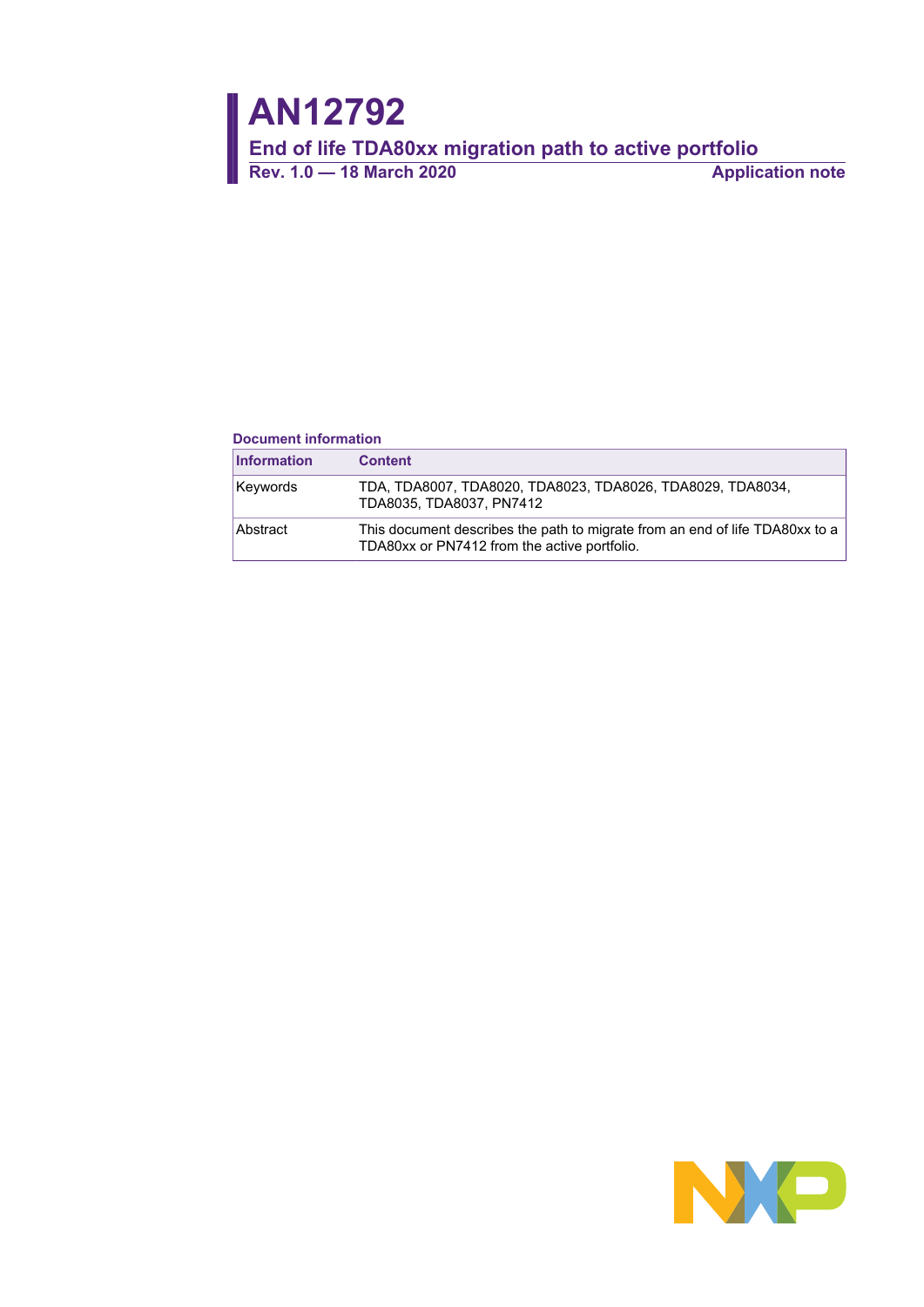# AN12792

## End of life TDA80xx migration path to active portfolio

**Rev. 1.0 — 18 March 2020** **Application note**

**Document information**

| Information | Content |
|---|---|
| Keywords | TDA, TDA8007, TDA8020, TDA8023, TDA8026, TDA8029, TDA8034, TDA8035, TDA8037, PN7412 |
| Abstract | This document describes the path to migrate from an end of life TDA80xx to a TDA80xx or PN7412 from the active portfolio. |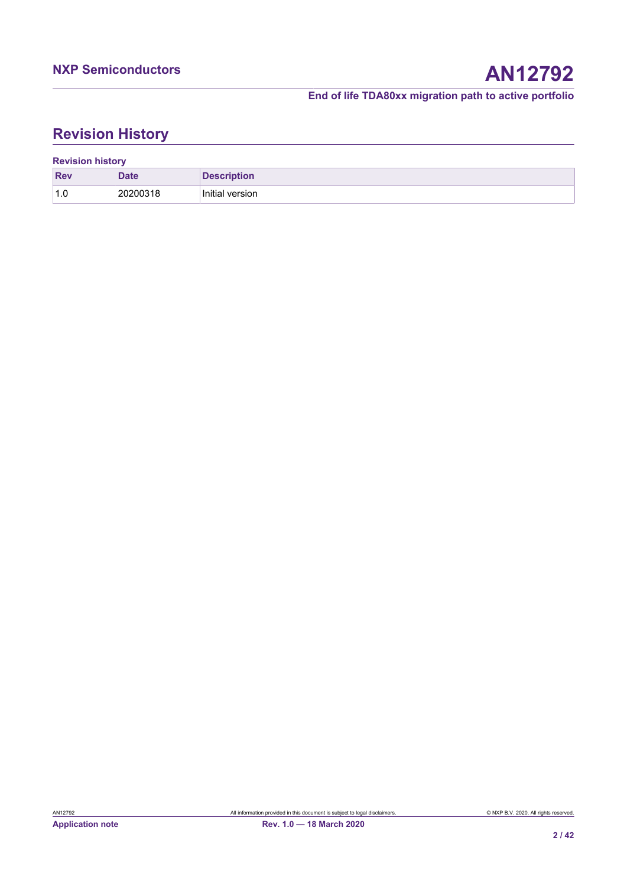# Revision History

**Revision history**

| Rev | Date | Description |
|---|---|---|
| 1.0 | 20200318 | Initial version |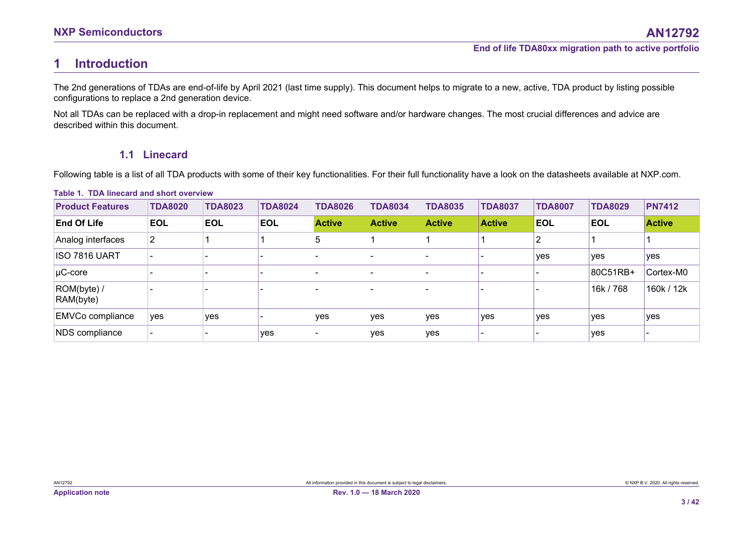# 1 Introduction

The 2nd generations of TDAs are end-of-life by April 2021 (last time supply). This document helps to migrate to a new, active, TDA product by listing possible configurations to replace a 2nd generation device.

Not all TDAs can be replaced with a drop-in replacement and might need software and/or hardware changes. The most crucial differences and advice are described within this document.

## 1.1 Linecard

Following table is a list of all TDA products with some of their key functionalities. For their full functionality have a look on the datasheets available at NXP.com.

**Table 1. TDA linecard and short overview**

| Product Features | TDA8020 | TDA8023 | TDA8024 | TDA8026 | TDA8034 | TDA8035 | TDA8037 | TDA8007 | TDA8029 | PN7412 |
|---|---|---|---|---|---|---|---|---|---|---|
| **End Of Life** | **EOL** | **EOL** | **EOL** | **Active** | **Active** | **Active** | **Active** | **EOL** | **EOL** | **Active** |
| Analog interfaces | 2 | 1 | 1 | 5 | 1 | 1 | 1 | 2 | 1 | 1 |
| ISO 7816 UART | - | - | - | - | - | - | - | yes | yes | yes |
| µC-core | - | - | - | - | - | - | - | - | 80C51RB+ | Cortex-M0 |
| ROM(byte) / RAM(byte) | - | - | - | - | - | - | - | - | 16k / 768 | 160k / 12k |
| EMVCo compliance | yes | yes | - | yes | yes | yes | yes | yes | yes | yes |
| NDS compliance | - | - | yes | - | yes | yes | - | - | yes | - |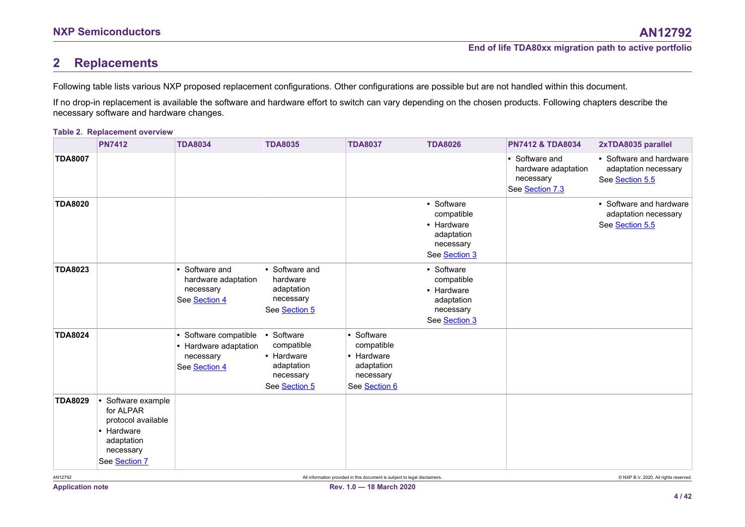## 2 Replacements

Following table lists various NXP proposed replacement configurations. Other configurations are possible but are not handled within this document.

If no drop-in replacement is available the software and hardware effort to switch can vary depending on the chosen products. Following chapters describe the necessary software and hardware changes.

**Table 2. Replacement overview**

| | PN7412 | TDA8034 | TDA8035 | TDA8037 | TDA8026 | PN7412 & TDA8034 | 2xTDA8035 parallel |
|---|---|---|---|---|---|---|---|
| **TDA8007** | | | | | | • Software and hardware adaptation necessary<br>See Section 7.3 | • Software and hardware adaptation necessary<br>See Section 5.5 |
| **TDA8020** | | | | | • Software compatible<br>• Hardware adaptation necessary<br>See Section 3 | | • Software and hardware adaptation necessary<br>See Section 5.5 |
| **TDA8023** | | • Software and hardware adaptation necessary<br>See Section 4 | • Software and hardware adaptation necessary<br>See Section 5 | | • Software compatible<br>• Hardware adaptation necessary<br>See Section 3 | | |
| **TDA8024** | | • Software compatible<br>• Hardware adaptation necessary<br>See Section 4 | • Software compatible<br>• Hardware adaptation necessary<br>See Section 5 | • Software compatible<br>• Hardware adaptation necessary<br>See Section 6 | | | |
| **TDA8029** | • Software example for ALPAR protocol available<br>• Hardware adaptation necessary<br>See Section 7 | | | | | | |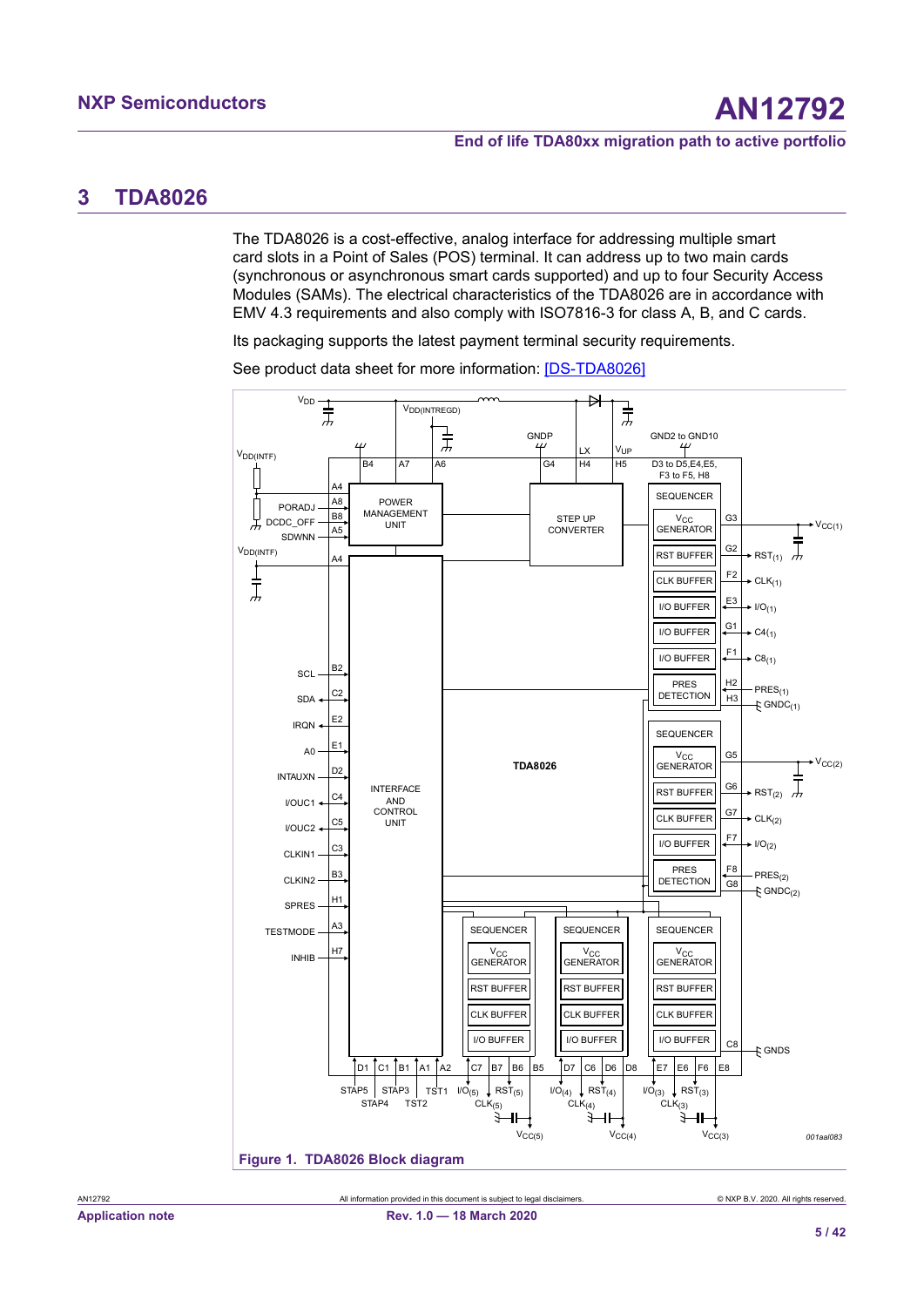## 3 TDA8026

The TDA8026 is a cost-effective, analog interface for addressing multiple smart card slots in a Point of Sales (POS) terminal. It can address up to two main cards (synchronous or asynchronous smart cards supported) and up to four Security Access Modules (SAMs). The electrical characteristics of the TDA8026 are in accordance with EMV 4.3 requirements and also comply with ISO7816-3 for class A, B, and C cards.

Its packaging supports the latest payment terminal security requirements.

See product data sheet for more information: [DS-TDA8026]

Figure 1. TDA8026 Block diagram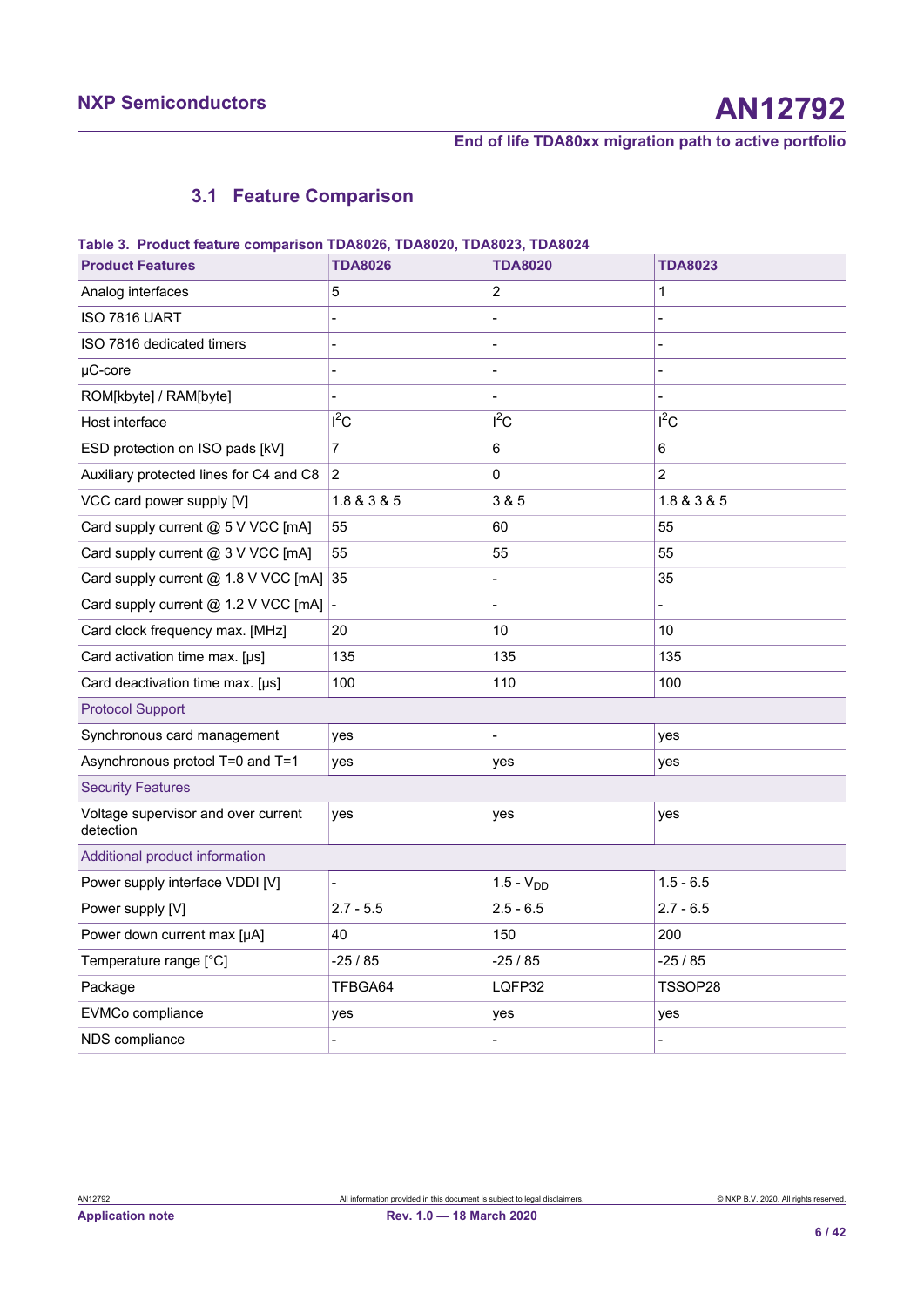### 3.1 Feature Comparison

**Table 3. Product feature comparison TDA8026, TDA8020, TDA8023, TDA8024**

| Product Features | TDA8026 | TDA8020 | TDA8023 |
|---|---|---|---|
| Analog interfaces | 5 | 2 | 1 |
| ISO 7816 UART | - | - | - |
| ISO 7816 dedicated timers | - | - | - |
| µC-core | - | - | - |
| ROM[kbyte] / RAM[byte] | - | - | - |
| Host interface | $I^2C$ | $I^2C$ | $I^2C$ |
| ESD protection on ISO pads [kV] | 7 | 6 | 6 |
| Auxiliary protected lines for C4 and C8 | 2 | 0 | 2 |
| VCC card power supply [V] | 1.8 & 3 & 5 | 3 & 5 | 1.8 & 3 & 5 |
| Card supply current @ 5 V VCC [mA] | 55 | 60 | 55 |
| Card supply current @ 3 V VCC [mA] | 55 | 55 | 55 |
| Card supply current @ 1.8 V VCC [mA] | 35 | - | 35 |
| Card supply current @ 1.2 V VCC [mA] | - | - | - |
| Card clock frequency max. [MHz] | 20 | 10 | 10 |
| Card activation time max. [µs] | 135 | 135 | 135 |
| Card deactivation time max. [µs] | 100 | 110 | 100 |
| Protocol Support | | | |
| Synchronous card management | yes | - | yes |
| Asynchronous protocl T=0 and T=1 | yes | yes | yes |
| Security Features | | | |
| Voltage supervisor and over current detection | yes | yes | yes |
| Additional product information | | | |
| Power supply interface VDDI [V] | - | 1.5 - $V_{DD}$ | 1.5 - 6.5 |
| Power supply [V] | 2.7 - 5.5 | 2.5 - 6.5 | 2.7 - 6.5 |
| Power down current max [µA] | 40 | 150 | 200 |
| Temperature range [°C] | -25 / 85 | -25 / 85 | -25 / 85 |
| Package | TFBGA64 | LQFP32 | TSSOP28 |
| EVMCo compliance | yes | yes | yes |
| NDS compliance | - | - | - |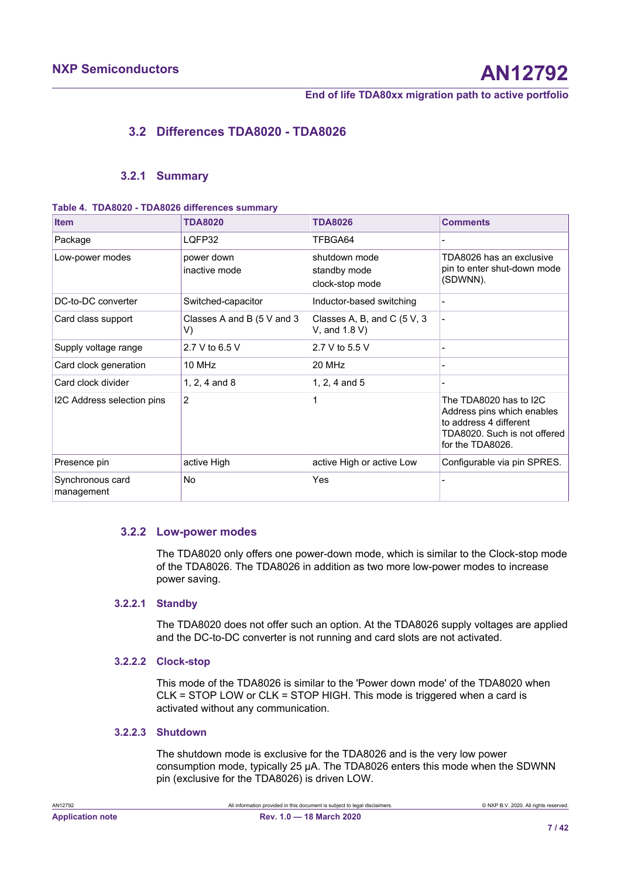### 3.2 Differences TDA8020 - TDA8026

#### 3.2.1 Summary

**Table 4. TDA8020 - TDA8026 differences summary**

| Item | TDA8020 | TDA8026 | Comments |
|---|---|---|---|
| Package | LQFP32 | TFBGA64 | - |
| Low-power modes | power down<br>inactive mode | shutdown mode<br>standby mode<br>clock-stop mode | TDA8026 has an exclusive pin to enter shut-down mode (SDWNN). |
| DC-to-DC converter | Switched-capacitor | Inductor-based switching | - |
| Card class support | Classes A and B (5 V and 3 V) | Classes A, B, and C (5 V, 3 V, and 1.8 V) | - |
| Supply voltage range | 2.7 V to 6.5 V | 2.7 V to 5.5 V | - |
| Card clock generation | 10 MHz | 20 MHz | - |
| Card clock divider | 1, 2, 4 and 8 | 1, 2, 4 and 5 | - |
| I2C Address selection pins | 2 | 1 | The TDA8020 has to I2C Address pins which enables to address 4 different TDA8020. Such is not offered for the TDA8026. |
| Presence pin | active High | active High or active Low | Configurable via pin SPRES. |
| Synchronous card management | No | Yes | - |

#### 3.2.2 Low-power modes

The TDA8020 only offers one power-down mode, which is similar to the Clock-stop mode of the TDA8026. The TDA8026 in addition as two more low-power modes to increase power saving.

##### 3.2.2.1 Standby

The TDA8020 does not offer such an option. At the TDA8026 supply voltages are applied and the DC-to-DC converter is not running and card slots are not activated.

##### 3.2.2.2 Clock-stop

This mode of the TDA8026 is similar to the 'Power down mode' of the TDA8020 when CLK = STOP LOW or CLK = STOP HIGH. This mode is triggered when a card is activated without any communication.

##### 3.2.2.3 Shutdown

The shutdown mode is exclusive for the TDA8026 and is the very low power consumption mode, typically 25 µA. The TDA8026 enters this mode when the SDWNN pin (exclusive for the TDA8026) is driven LOW.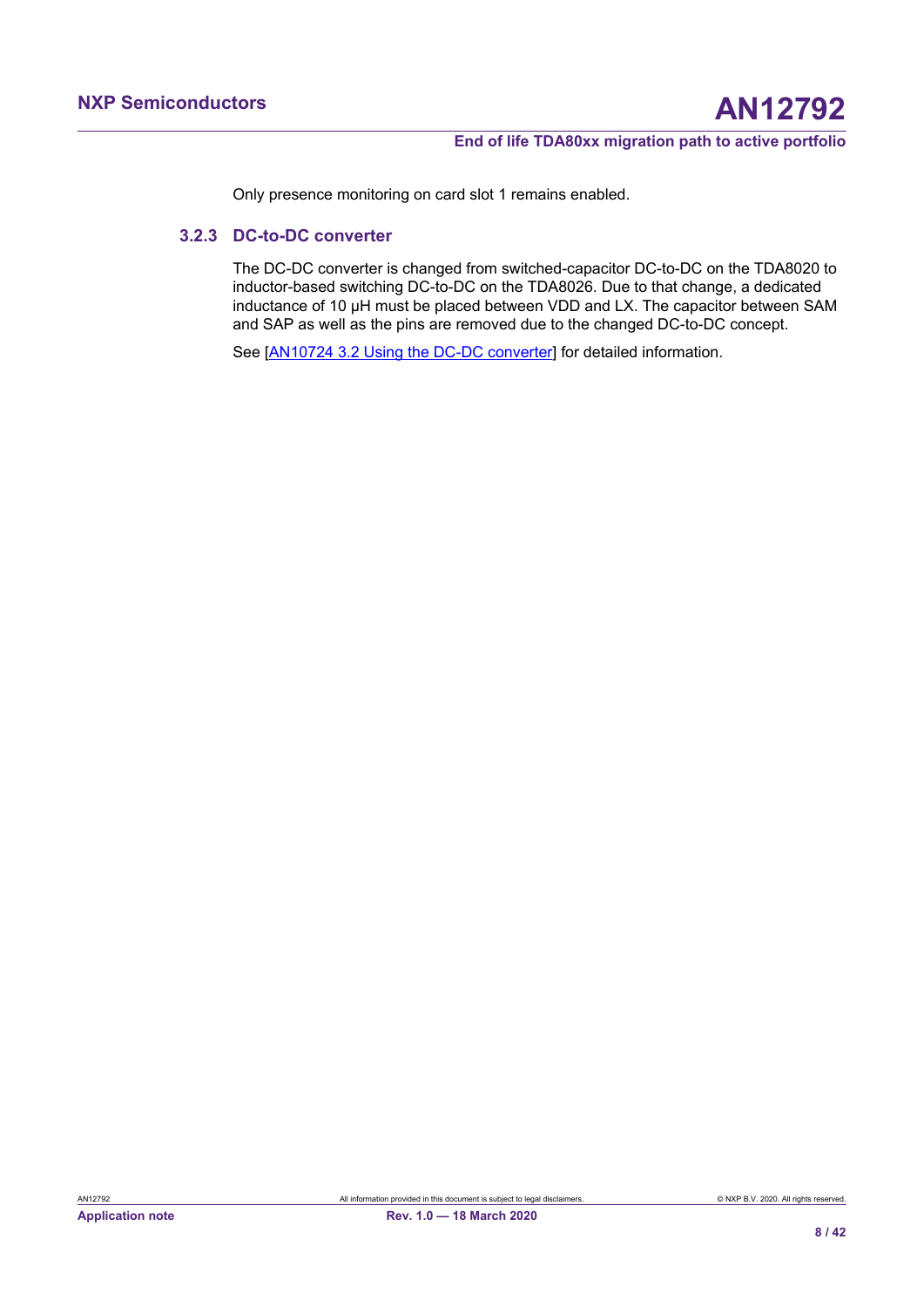Only presence monitoring on card slot 1 remains enabled.

### 3.2.3 DC-to-DC converter

The DC-DC converter is changed from switched-capacitor DC-to-DC on the TDA8020 to inductor-based switching DC-to-DC on the TDA8026. Due to that change, a dedicated inductance of 10 µH must be placed between VDD and LX. The capacitor between SAM and SAP as well as the pins are removed due to the changed DC-to-DC concept.

See [AN10724 3.2 Using the DC-DC converter] for detailed information.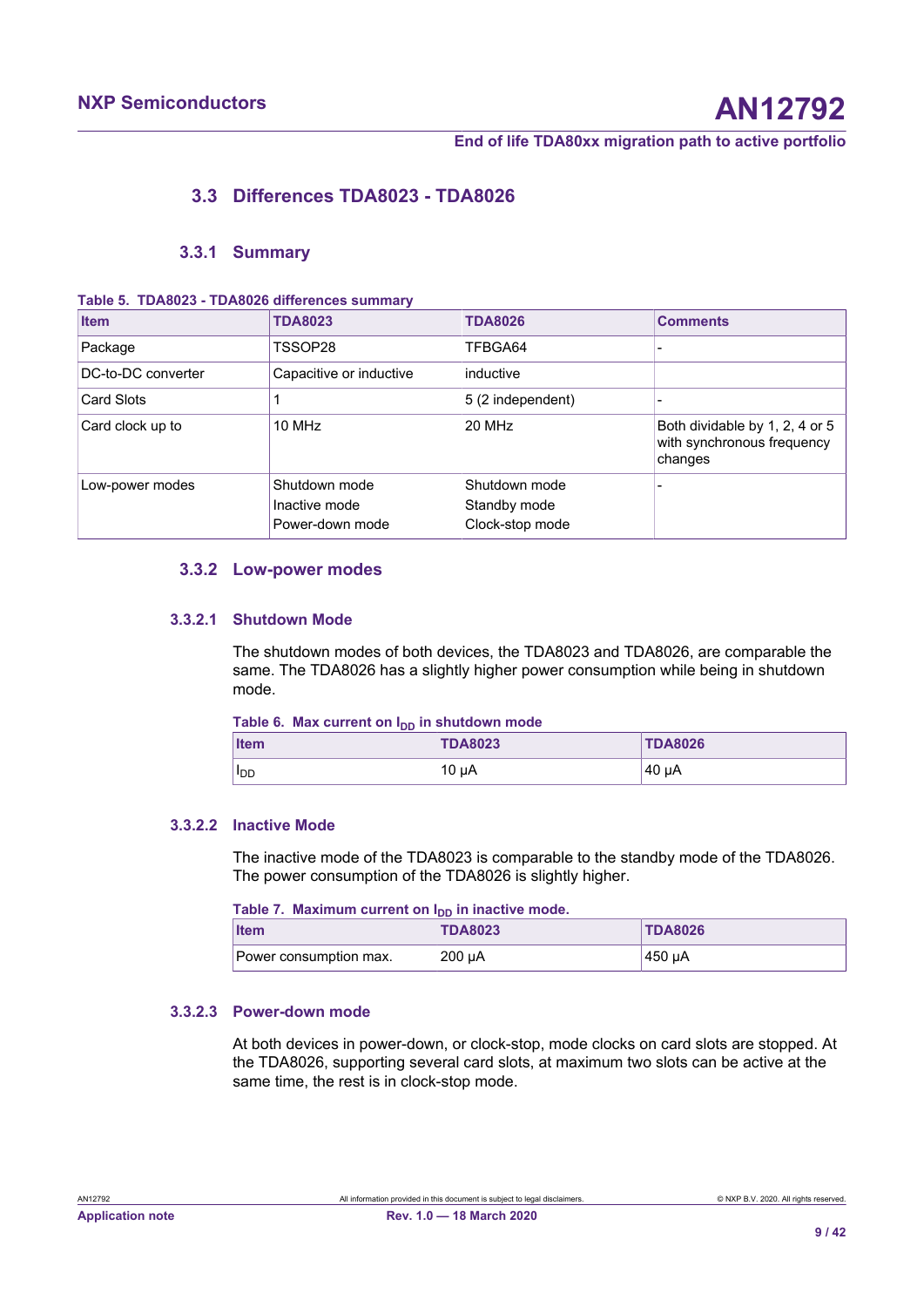## 3.3 Differences TDA8023 - TDA8026

### 3.3.1 Summary

Table 5. TDA8023 - TDA8026 differences summary

| Item | TDA8023 | TDA8026 | Comments |
|---|---|---|---|
| Package | TSSOP28 | TFBGA64 | - |
| DC-to-DC converter | Capacitive or inductive | inductive | |
| Card Slots | 1 | 5 (2 independent) | - |
| Card clock up to | 10 MHz | 20 MHz | Both dividable by 1, 2, 4 or 5 with synchronous frequency changes |
| Low-power modes | Shutdown mode<br>Inactive mode<br>Power-down mode | Shutdown mode<br>Standby mode<br>Clock-stop mode | - |

### 3.3.2 Low-power modes

#### 3.3.2.1 Shutdown Mode

The shutdown modes of both devices, the TDA8023 and TDA8026, are comparable the same. The TDA8026 has a slightly higher power consumption while being in shutdown mode.

Table 6. Max current on $I_{DD}$ in shutdown mode

| Item | TDA8023 | TDA8026 |
|---|---|---|
| $I_{DD}$ | 10 µA | 40 µA |

#### 3.3.2.2 Inactive Mode

The inactive mode of the TDA8023 is comparable to the standby mode of the TDA8026. The power consumption of the TDA8026 is slightly higher.

Table 7. Maximum current on $I_{DD}$ in inactive mode.

| Item | TDA8023 | TDA8026 |
|---|---|---|
| Power consumption max. | 200 µA | 450 µA |

#### 3.3.2.3 Power-down mode

At both devices in power-down, or clock-stop, mode clocks on card slots are stopped. At the TDA8026, supporting several card slots, at maximum two slots can be active at the same time, the rest is in clock-stop mode.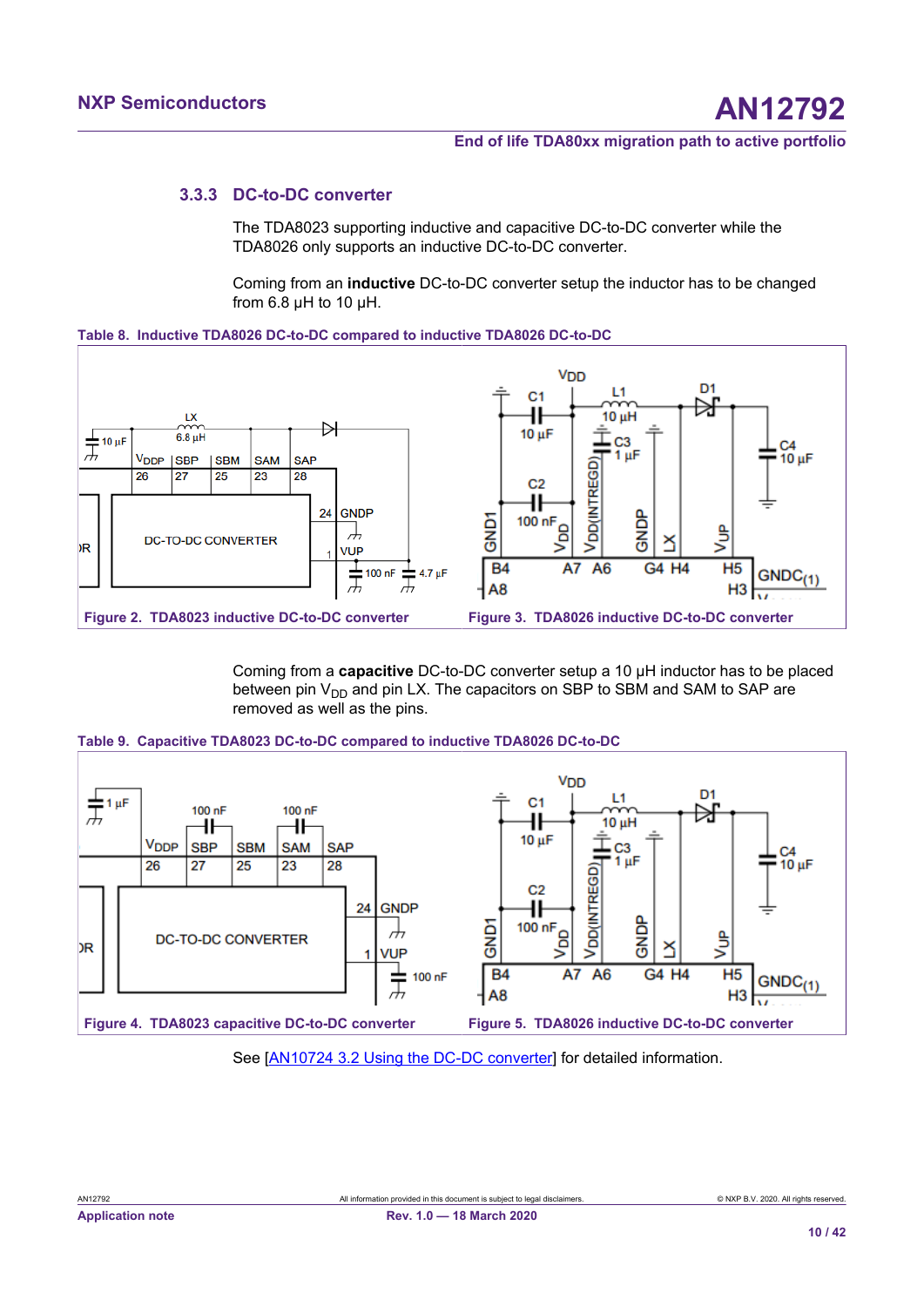### 3.3.3 DC-to-DC converter

The TDA8023 supporting inductive and capacitive DC-to-DC converter while the TDA8026 only supports an inductive DC-to-DC converter.

Coming from an **inductive** DC-to-DC converter setup the inductor has to be changed from 6.8 μH to 10 μH.

**Table 8. Inductive TDA8026 DC-to-DC compared to inductive TDA8026 DC-to-DC**

Figure 2. TDA8023 inductive DC-to-DC converter

Figure 3. TDA8026 inductive DC-to-DC converter

Coming from a **capacitive** DC-to-DC converter setup a 10 μH inductor has to be placed between pin $V_{DD}$ and pin LX. The capacitors on SBP to SBM and SAM to SAP are removed as well as the pins.

**Table 9. Capacitive TDA8023 DC-to-DC compared to inductive TDA8026 DC-to-DC**

Figure 4. TDA8023 capacitive DC-to-DC converter

Figure 5. TDA8026 inductive DC-to-DC converter

See [AN10724 3.2 Using the DC-DC converter] for detailed information.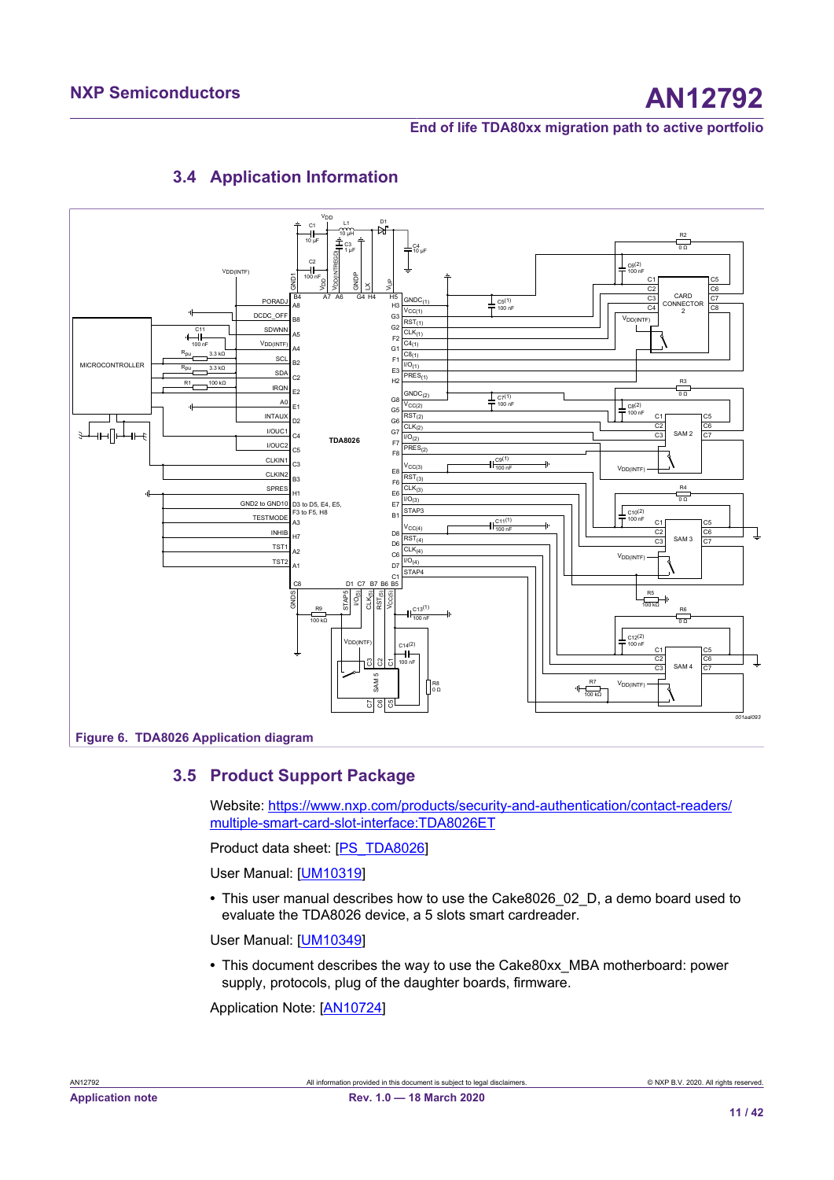## 3.4 Application Information

Figure 6. TDA8026 Application diagram

## 3.5 Product Support Package

Website: [https://www.nxp.com/products/security-and-authentication/contact-readers/multiple-smart-card-slot-interface:TDA8026ET](https://www.nxp.com/products/security-and-authentication/contact-readers/multiple-smart-card-slot-interface:TDA8026ET)

Product data sheet: [PS_TDA8026]

User Manual: [UM10319]

- This user manual describes how to use the Cake8026_02_D, a demo board used to evaluate the TDA8026 device, a 5 slots smart cardreader.

User Manual: [UM10349]

- This document describes the way to use the Cake80xx_MBA motherboard: power supply, protocols, plug of the daughter boards, firmware.

Application Note: [AN10724]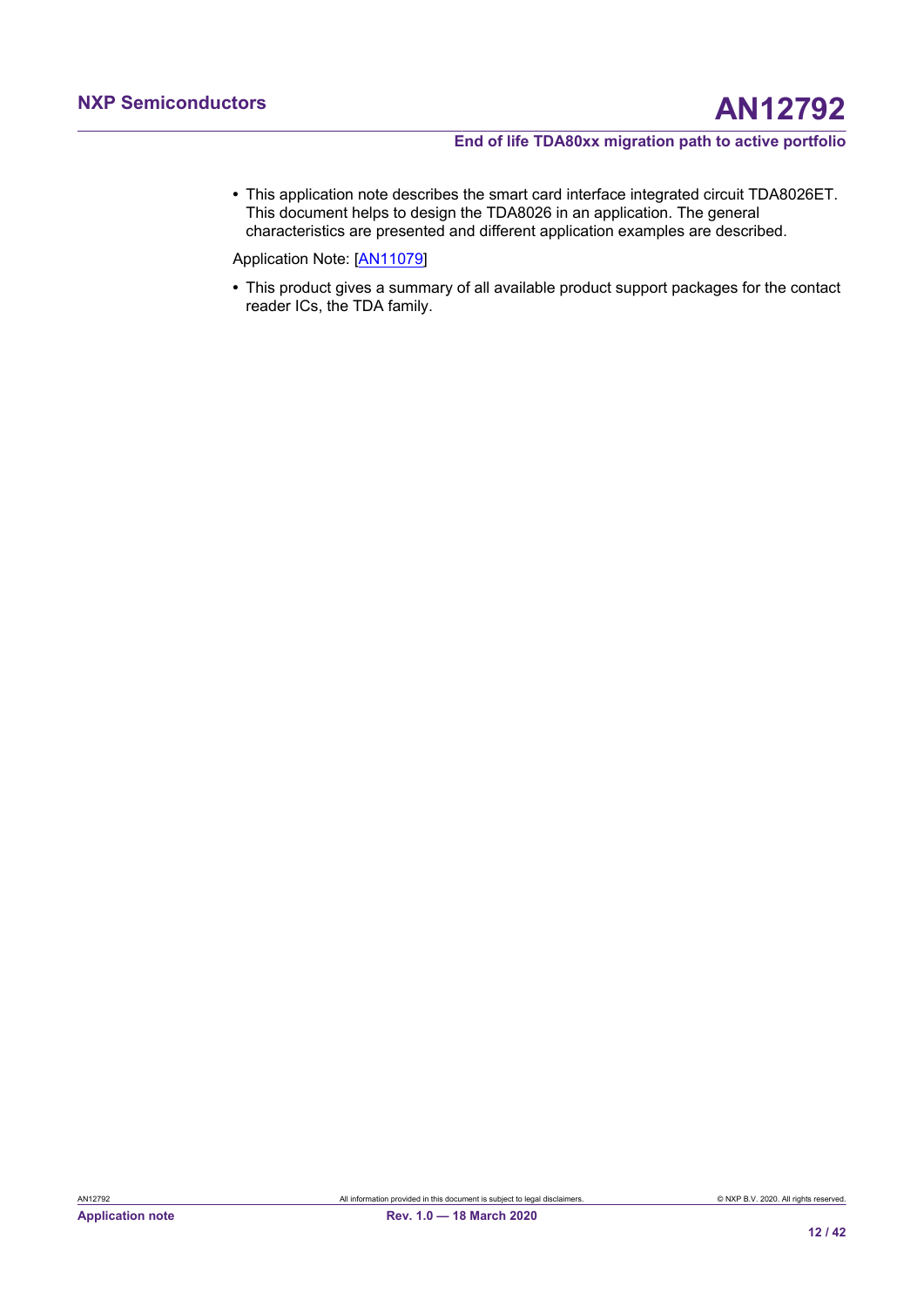- This application note describes the smart card interface integrated circuit TDA8026ET. This document helps to design the TDA8026 in an application. The general characteristics are presented and different application examples are described.

Application Note: [AN11079]

- This product gives a summary of all available product support packages for the contact reader ICs, the TDA family.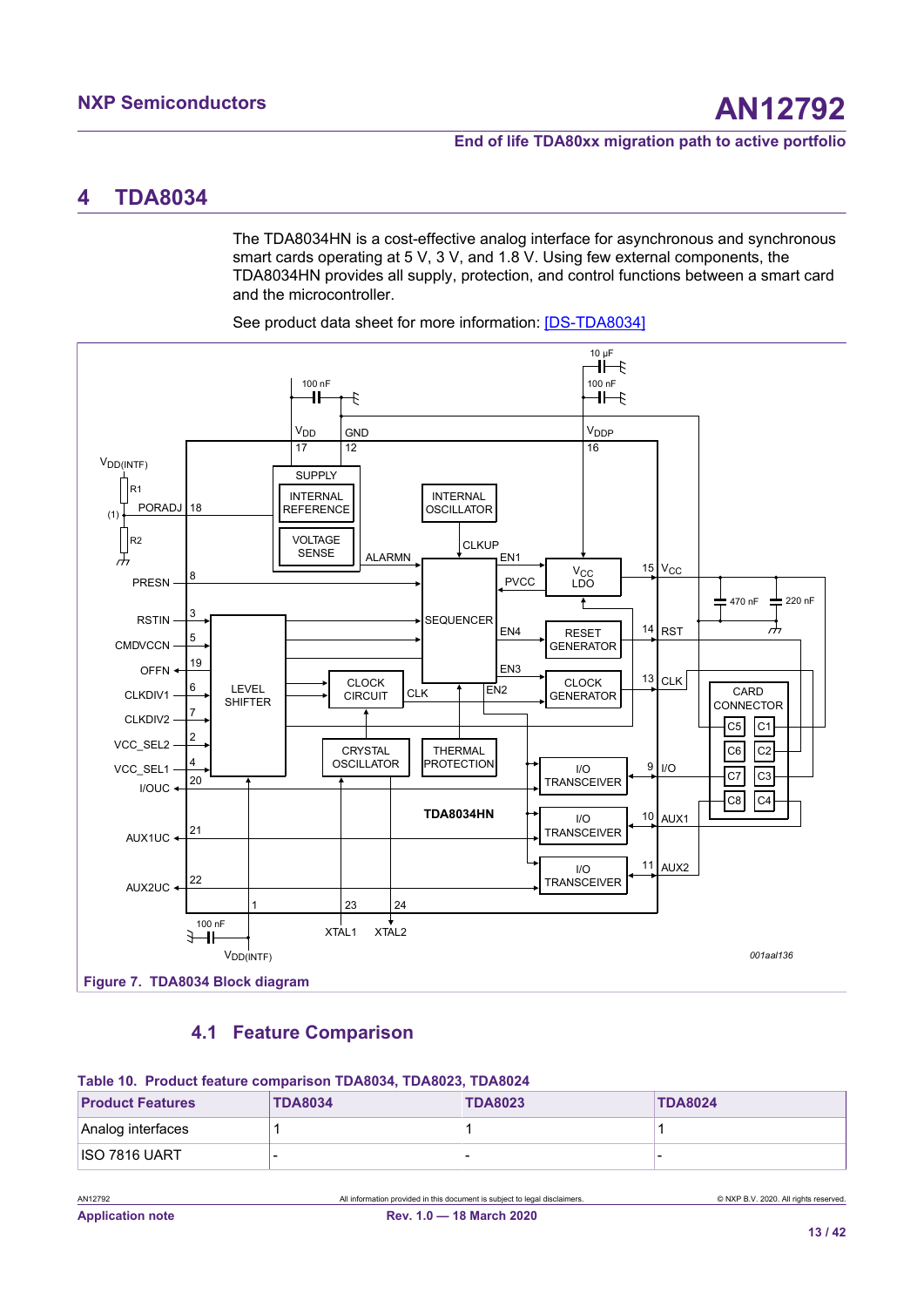# 4 TDA8034

The TDA8034HN is a cost-effective analog interface for asynchronous and synchronous smart cards operating at 5 V, 3 V, and 1.8 V. Using few external components, the TDA8034HN provides all supply, protection, and control functions between a smart card and the microcontroller.

See product data sheet for more information: [DS-TDA8034]

Figure 7. TDA8034 Block diagram

## 4.1 Feature Comparison

**Table 10. Product feature comparison TDA8034, TDA8023, TDA8024**

| Product Features | TDA8034 | TDA8023 | TDA8024 |
|---|---|---|---|
| Analog interfaces | 1 | 1 | 1 |
| ISO 7816 UART | - | - | - |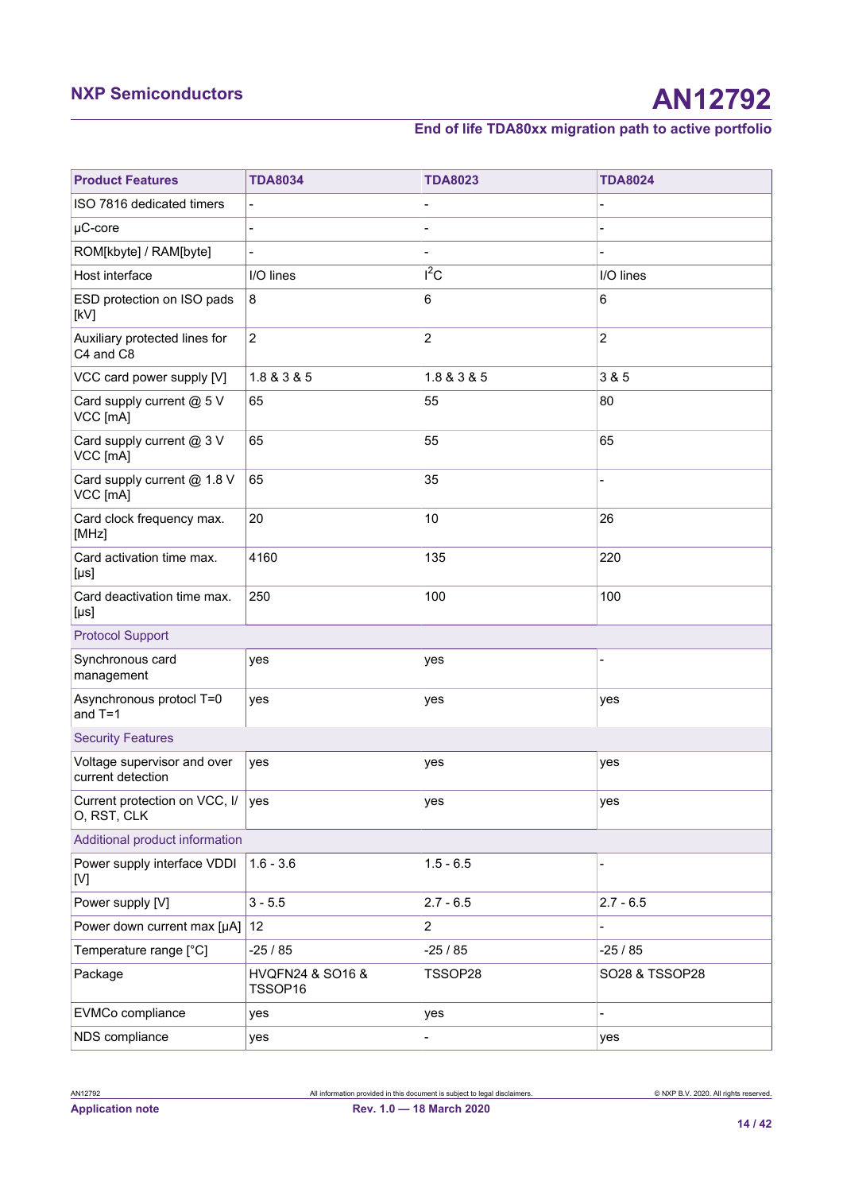| Product Features | TDA8034 | TDA8023 | TDA8024 |
|---|---|---|---|
| ISO 7816 dedicated timers | - | - | - |
| µC-core | - | - | - |
| ROM[kbyte] / RAM[byte] | - | - | - |
| Host interface | I/O lines | $I^2C$ | I/O lines |
| ESD protection on ISO pads [kV] | 8 | 6 | 6 |
| Auxiliary protected lines for C4 and C8 | 2 | 2 | 2 |
| VCC card power supply [V] | 1.8 & 3 & 5 | 1.8 & 3 & 5 | 3 & 5 |
| Card supply current @ 5 V VCC [mA] | 65 | 55 | 80 |
| Card supply current @ 3 V VCC [mA] | 65 | 55 | 65 |
| Card supply current @ 1.8 V VCC [mA] | 65 | 35 | - |
| Card clock frequency max. [MHz] | 20 | 10 | 26 |
| Card activation time max. [µs] | 4160 | 135 | 220 |
| Card deactivation time max. [µs] | 250 | 100 | 100 |
| Protocol Support | | | |
| Synchronous card management | yes | yes | - |
| Asynchronous protocl T=0 and T=1 | yes | yes | yes |
| Security Features | | | |
| Voltage supervisor and over current detection | yes | yes | yes |
| Current protection on VCC, I/O, RST, CLK | yes | yes | yes |
| Additional product information | | | |
| Power supply interface VDDI [V] | 1.6 - 3.6 | 1.5 - 6.5 | - |
| Power supply [V] | 3 - 5.5 | 2.7 - 6.5 | 2.7 - 6.5 |
| Power down current max [µA] | 12 | 2 | - |
| Temperature range [°C] | -25 / 85 | -25 / 85 | -25 / 85 |
| Package | HVQFN24 & SO16 & TSSOP16 | TSSOP28 | SO28 & TSSOP28 |
| EVMCo compliance | yes | yes | - |
| NDS compliance | yes | - | yes |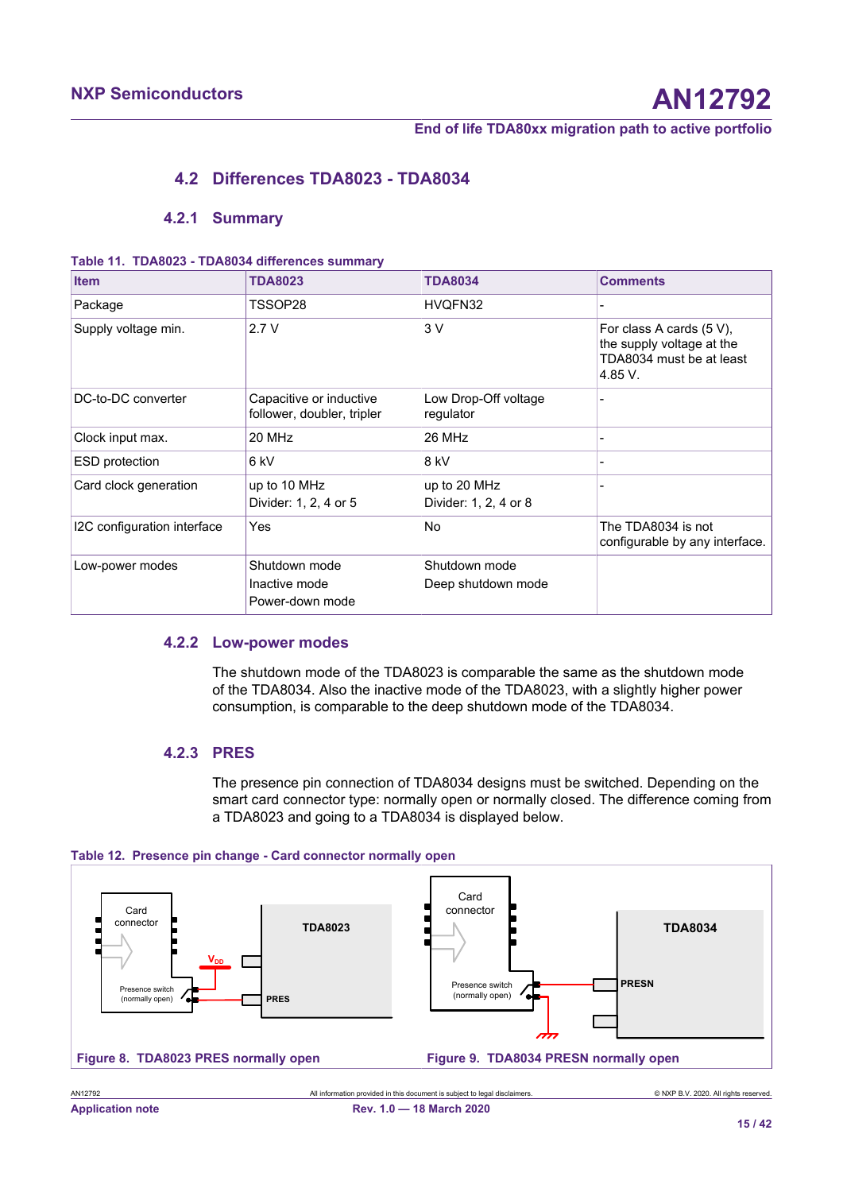## 4.2 Differences TDA8023 - TDA8034

### 4.2.1 Summary

**Table 11. TDA8023 - TDA8034 differences summary**

| Item | TDA8023 | TDA8034 | Comments |
|---|---|---|---|
| Package | TSSOP28 | HVQFN32 | - |
| Supply voltage min. | 2.7 V | 3 V | For class A cards (5 V), the supply voltage at the TDA8034 must be at least 4.85 V. |
| DC-to-DC converter | Capacitive or inductive follower, doubler, tripler | Low Drop-Off voltage regulator | - |
| Clock input max. | 20 MHz | 26 MHz | - |
| ESD protection | 6 kV | 8 kV | - |
| Card clock generation | up to 10 MHz<br>Divider: 1, 2, 4 or 5 | up to 20 MHz<br>Divider: 1, 2, 4 or 8 | - |
| I2C configuration interface | Yes | No | The TDA8034 is not configurable by any interface. |
| Low-power modes | Shutdown mode<br>Inactive mode<br>Power-down mode | Shutdown mode<br>Deep shutdown mode | |

### 4.2.2 Low-power modes

The shutdown mode of the TDA8023 is comparable the same as the shutdown mode of the TDA8034. Also the inactive mode of the TDA8023, with a slightly higher power consumption, is comparable to the deep shutdown mode of the TDA8034.

### 4.2.3 PRES

The presence pin connection of TDA8034 designs must be switched. Depending on the smart card connector type: normally open or normally closed. The difference coming from a TDA8023 and going to a TDA8034 is displayed below.

**Table 12. Presence pin change - Card connector normally open**

Card connector, Presence switch (normally open), $V_{DD}$, TDA8023, PRES

Figure 8. TDA8023 PRES normally open

Card connector, Presence switch (normally open), TDA8034, PRESN

Figure 9. TDA8034 PRESN normally open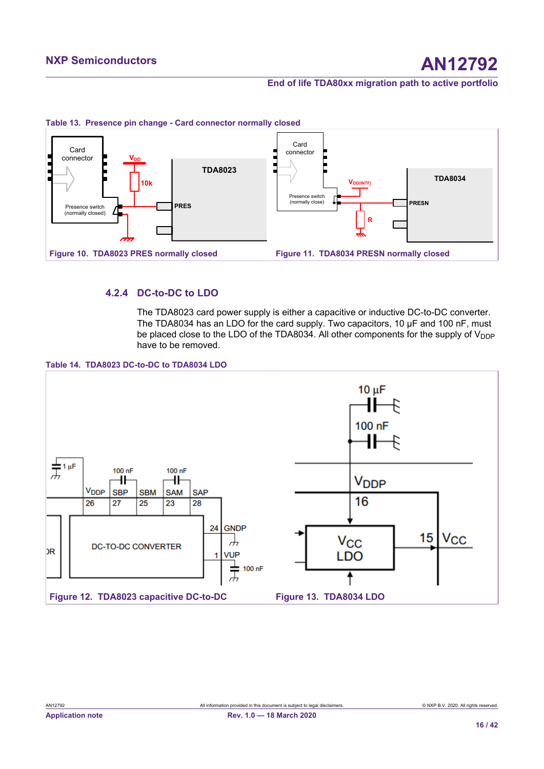Table 13. Presence pin change - Card connector normally closed

Figure 10. TDA8023 PRES normally closed

Figure 11. TDA8034 PRESN normally closed

### 4.2.4 DC-to-DC to LDO

The TDA8023 card power supply is either a capacitive or inductive DC-to-DC converter. The TDA8034 has an LDO for the card supply. Two capacitors, 10 µF and 100 nF, must be placed close to the LDO of the TDA8034. All other components for the supply of $V_{DDP}$ have to be removed.

Table 14. TDA8023 DC-to-DC to TDA8034 LDO

Figure 12. TDA8023 capacitive DC-to-DC

Figure 13. TDA8034 LDO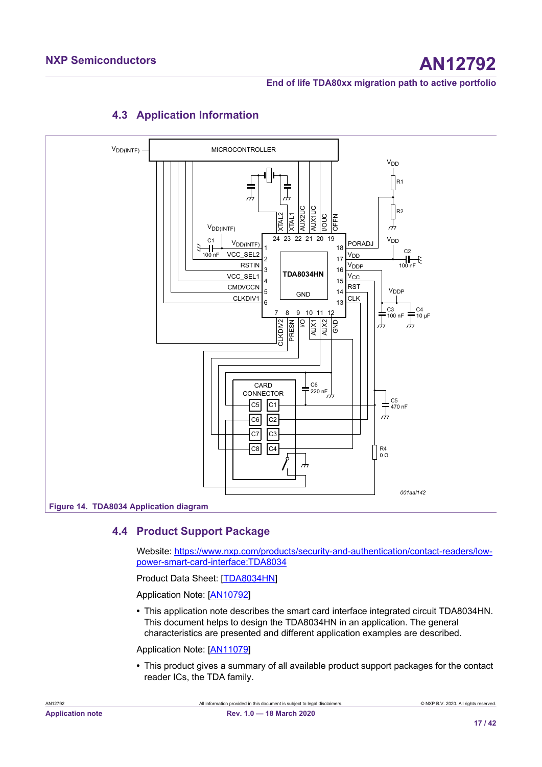## 4.3 Application Information

Figure 14. TDA8034 Application diagram

## 4.4 Product Support Package

Website: https://www.nxp.com/products/security-and-authentication/contact-readers/low-power-smart-card-interface:TDA8034

Product Data Sheet: [TDA8034HN]

Application Note: [AN10792]

- This application note describes the smart card interface integrated circuit TDA8034HN. This document helps to design the TDA8034HN in an application. The general characteristics are presented and different application examples are described.

Application Note: [AN11079]

- This product gives a summary of all available product support packages for the contact reader ICs, the TDA family.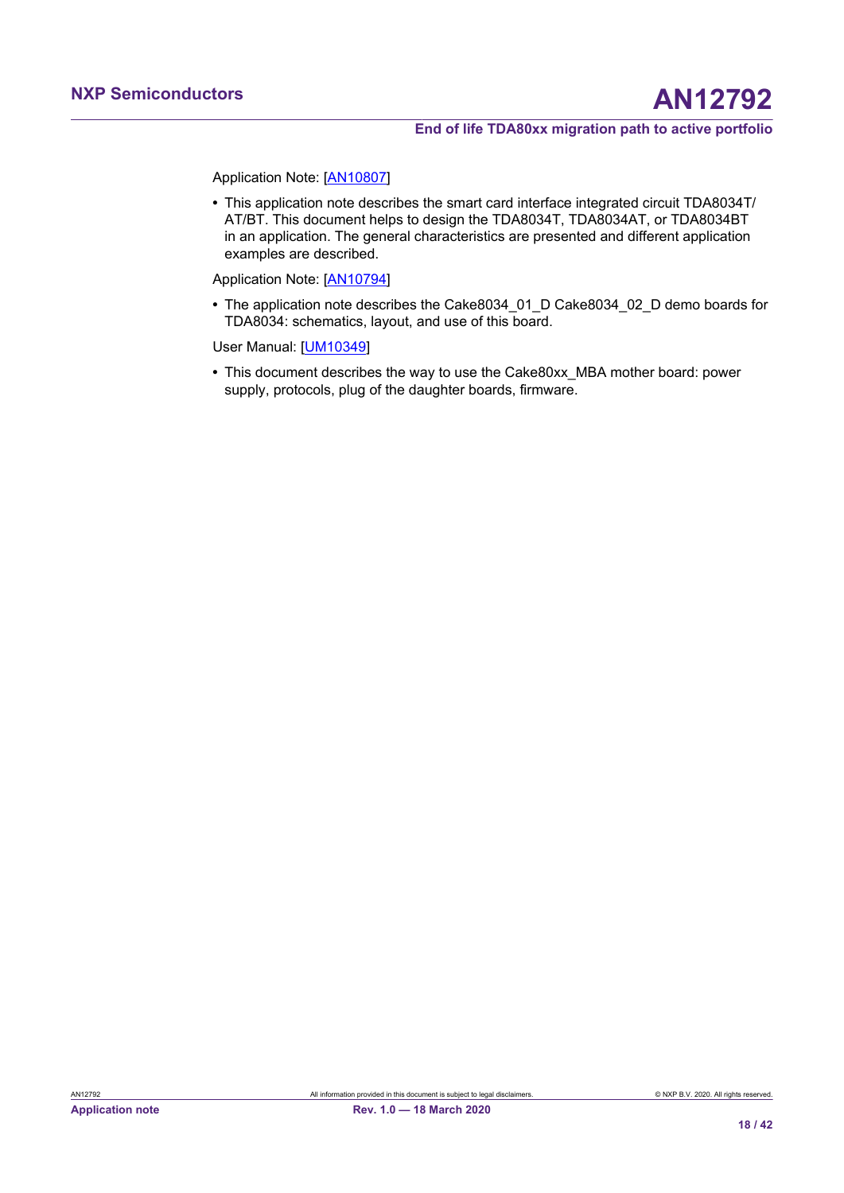Application Note: [AN10807]

- This application note describes the smart card interface integrated circuit TDA8034T/AT/BT. This document helps to design the TDA8034T, TDA8034AT, or TDA8034BT in an application. The general characteristics are presented and different application examples are described.

Application Note: [AN10794]

- The application note describes the Cake8034_01_D Cake8034_02_D demo boards for TDA8034: schematics, layout, and use of this board.

User Manual: [UM10349]

- This document describes the way to use the Cake80xx_MBA mother board: power supply, protocols, plug of the daughter boards, firmware.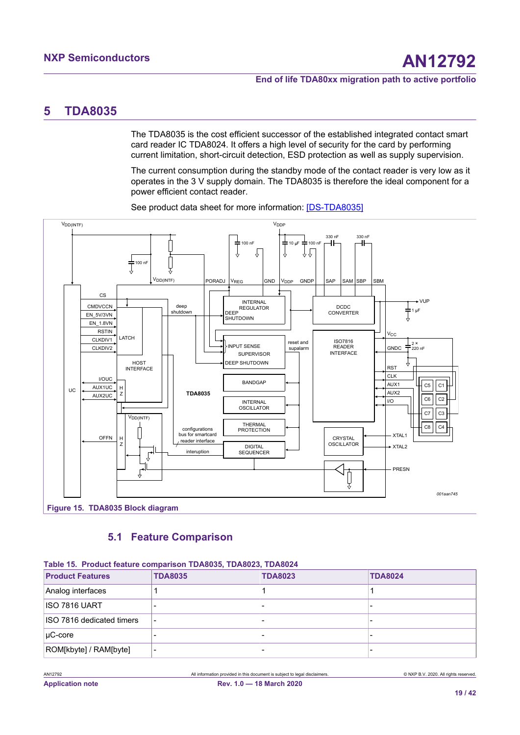# 5 TDA8035

The TDA8035 is the cost efficient successor of the established integrated contact smart card reader IC TDA8024. It offers a high level of security for the card by performing current limitation, short-circuit detection, ESD protection as well as supply supervision.

The current consumption during the standby mode of the contact reader is very low as it operates in the 3 V supply domain. The TDA8035 is therefore the ideal component for a power efficient contact reader.

See product data sheet for more information: [DS-TDA8035]

Figure 15. TDA8035 Block diagram

## 5.1 Feature Comparison

Table 15. Product feature comparison TDA8035, TDA8023, TDA8024

| Product Features | TDA8035 | TDA8023 | TDA8024 |
|---|---|---|---|
| Analog interfaces | 1 | 1 | 1 |
| ISO 7816 UART | - | - | - |
| ISO 7816 dedicated timers | - | - | - |
| µC-core | - | - | - |
| ROM[kbyte] / RAM[byte] | - | - | - |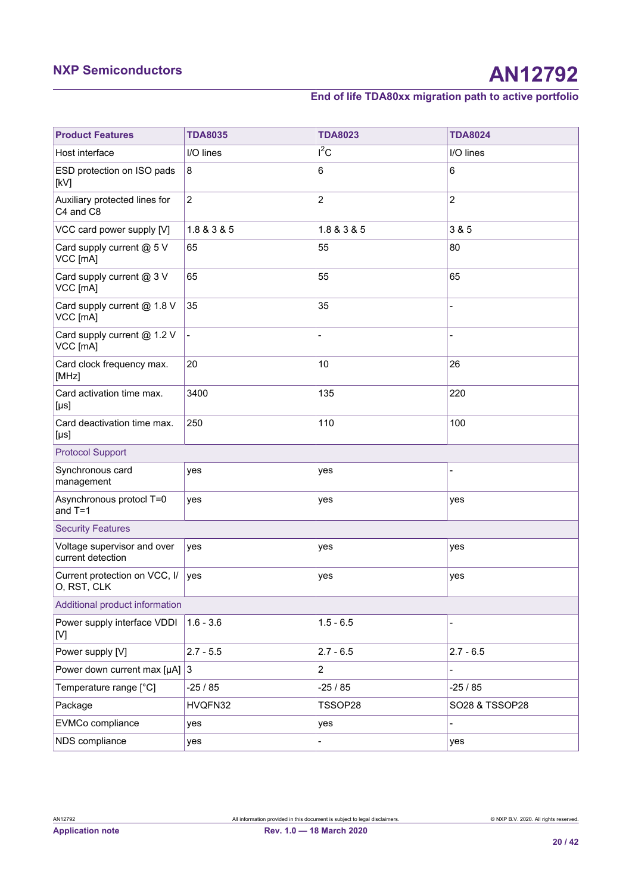| Product Features | TDA8035 | TDA8023 | TDA8024 |
|---|---|---|---|
| Host interface | I/O lines | $I^2C$ | I/O lines |
| ESD protection on ISO pads [kV] | 8 | 6 | 6 |
| Auxiliary protected lines for C4 and C8 | 2 | 2 | 2 |
| VCC card power supply [V] | 1.8 & 3 & 5 | 1.8 & 3 & 5 | 3 & 5 |
| Card supply current @ 5 V VCC [mA] | 65 | 55 | 80 |
| Card supply current @ 3 V VCC [mA] | 65 | 55 | 65 |
| Card supply current @ 1.8 V VCC [mA] | 35 | 35 | - |
| Card supply current @ 1.2 V VCC [mA] | - | - | - |
| Card clock frequency max. [MHz] | 20 | 10 | 26 |
| Card activation time max. [µs] | 3400 | 135 | 220 |
| Card deactivation time max. [µs] | 250 | 110 | 100 |
| Protocol Support | | | |
| Synchronous card management | yes | yes | - |
| Asynchronous protocl T=0 and T=1 | yes | yes | yes |
| Security Features | | | |
| Voltage supervisor and over current detection | yes | yes | yes |
| Current protection on VCC, I/O, RST, CLK | yes | yes | yes |
| Additional product information | | | |
| Power supply interface VDDI [V] | 1.6 - 3.6 | 1.5 - 6.5 | - |
| Power supply [V] | 2.7 - 5.5 | 2.7 - 6.5 | 2.7 - 6.5 |
| Power down current max [µA] | 3 | 2 | - |
| Temperature range [°C] | -25 / 85 | -25 / 85 | -25 / 85 |
| Package | HVQFN32 | TSSOP28 | SO28 & TSSOP28 |
| EVMCo compliance | yes | yes | - |
| NDS compliance | yes | - | yes |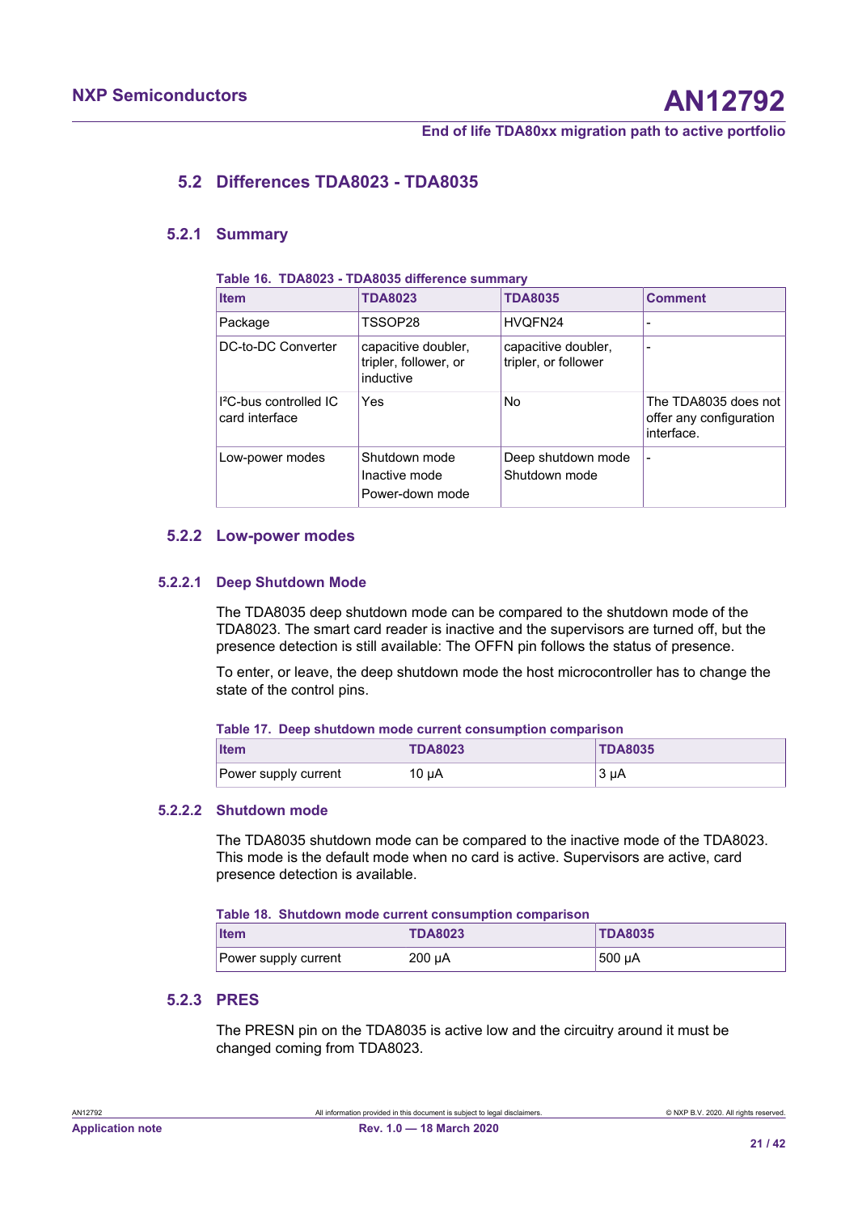## 5.2 Differences TDA8023 - TDA8035

### 5.2.1 Summary

**Table 16. TDA8023 - TDA8035 difference summary**

| Item | TDA8023 | TDA8035 | Comment |
|---|---|---|---|
| Package | TSSOP28 | HVQFN24 | - |
| DC-to-DC Converter | capacitive doubler, tripler, follower, or inductive | capacitive doubler, tripler, or follower | - |
| I²C-bus controlled IC card interface | Yes | No | The TDA8035 does not offer any configuration interface. |
| Low-power modes | Shutdown mode<br>Inactive mode<br>Power-down mode | Deep shutdown mode<br>Shutdown mode | - |

### 5.2.2 Low-power modes

#### 5.2.2.1 Deep Shutdown Mode

The TDA8035 deep shutdown mode can be compared to the shutdown mode of the TDA8023. The smart card reader is inactive and the supervisors are turned off, but the presence detection is still available: The OFFN pin follows the status of presence.

To enter, or leave, the deep shutdown mode the host microcontroller has to change the state of the control pins.

**Table 17. Deep shutdown mode current consumption comparison**

| Item | TDA8023 | TDA8035 |
|---|---|---|
| Power supply current | 10 µA | 3 µA |

#### 5.2.2.2 Shutdown mode

The TDA8035 shutdown mode can be compared to the inactive mode of the TDA8023. This mode is the default mode when no card is active. Supervisors are active, card presence detection is available.

**Table 18. Shutdown mode current consumption comparison**

| Item | TDA8023 | TDA8035 |
|---|---|---|
| Power supply current | 200 µA | 500 µA |

### 5.2.3 PRES

The PRESN pin on the TDA8035 is active low and the circuitry around it must be changed coming from TDA8023.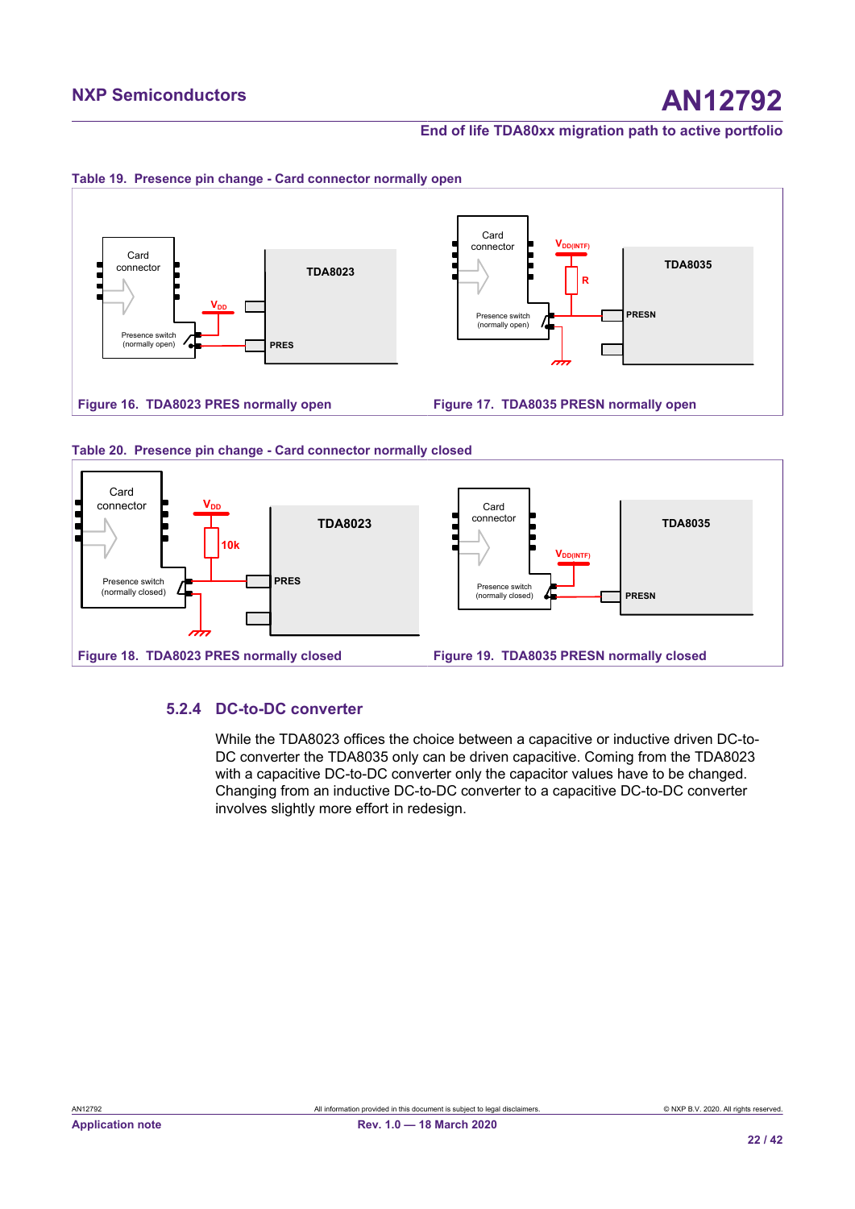**Table 19. Presence pin change - Card connector normally open**

| | |
|---|---|
| Figure 16. TDA8023 PRES normally open | Figure 17. TDA8035 PRESN normally open |

**Table 20. Presence pin change - Card connector normally closed**

| | |
|---|---|
| Figure 18. TDA8023 PRES normally closed | Figure 19. TDA8035 PRESN normally closed |

### 5.2.4 DC-to-DC converter

While the TDA8023 offices the choice between a capacitive or inductive driven DC-to-DC converter the TDA8035 only can be driven capacitive. Coming from the TDA8023 with a capacitive DC-to-DC converter only the capacitor values have to be changed. Changing from an inductive DC-to-DC converter to a capacitive DC-to-DC converter involves slightly more effort in redesign.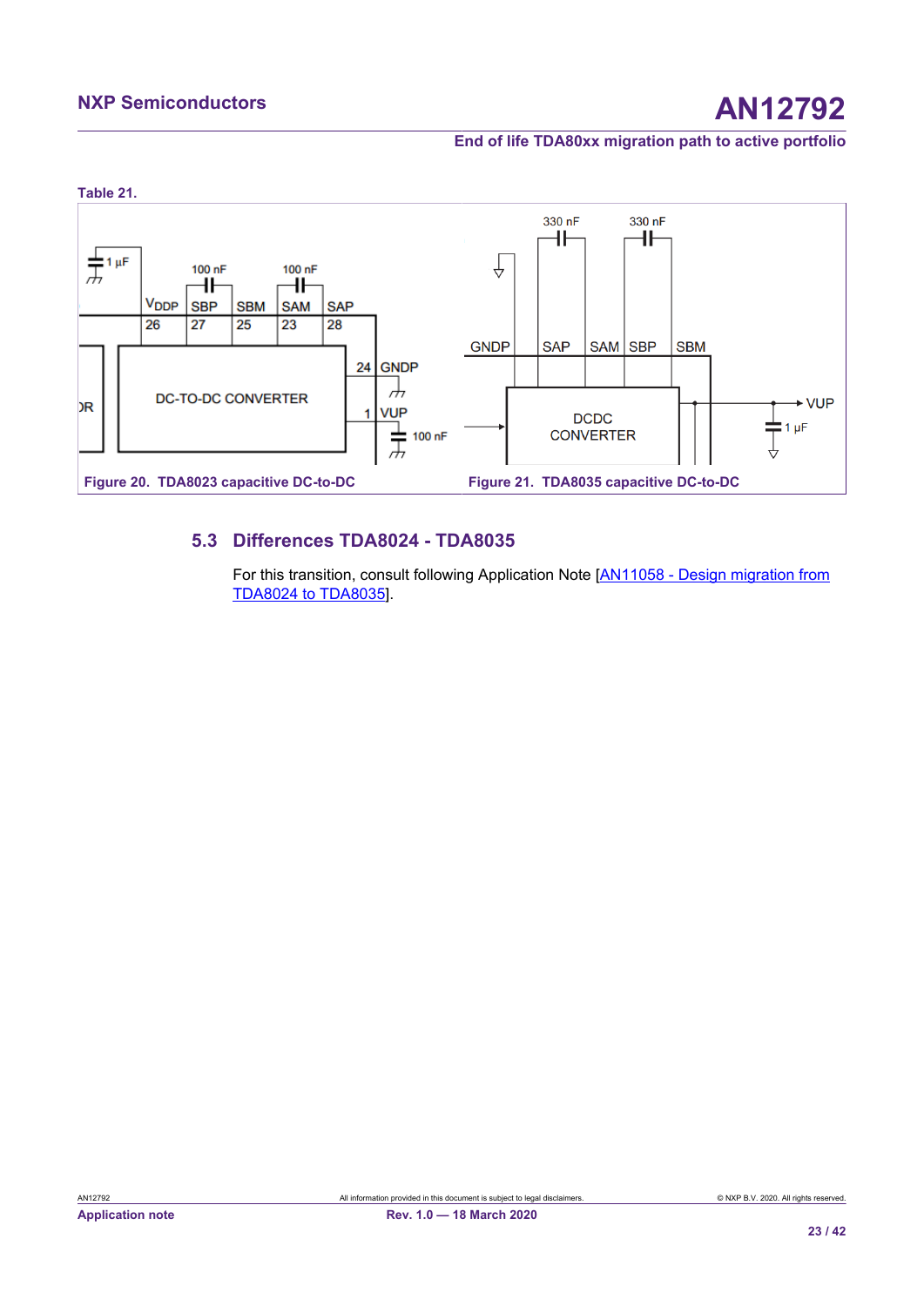**Table 21.**

Figure 20. TDA8023 capacitive DC-to-DC

Figure 21. TDA8035 capacitive DC-to-DC

## 5.3 Differences TDA8024 - TDA8035

For this transition, consult following Application Note [AN11058 - Design migration from TDA8024 to TDA8035].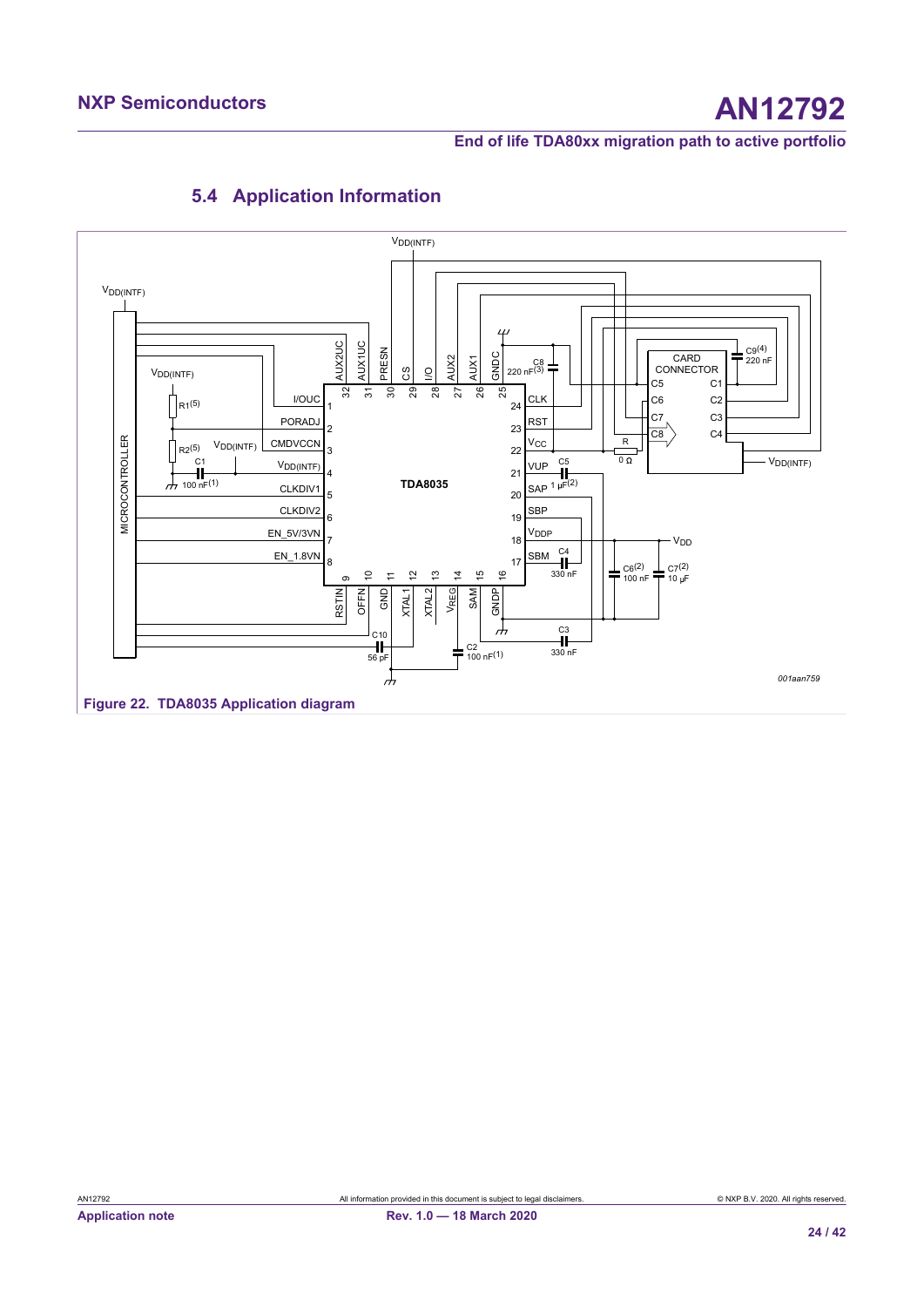## 5.4 Application Information

Figure 22. TDA8035 Application diagram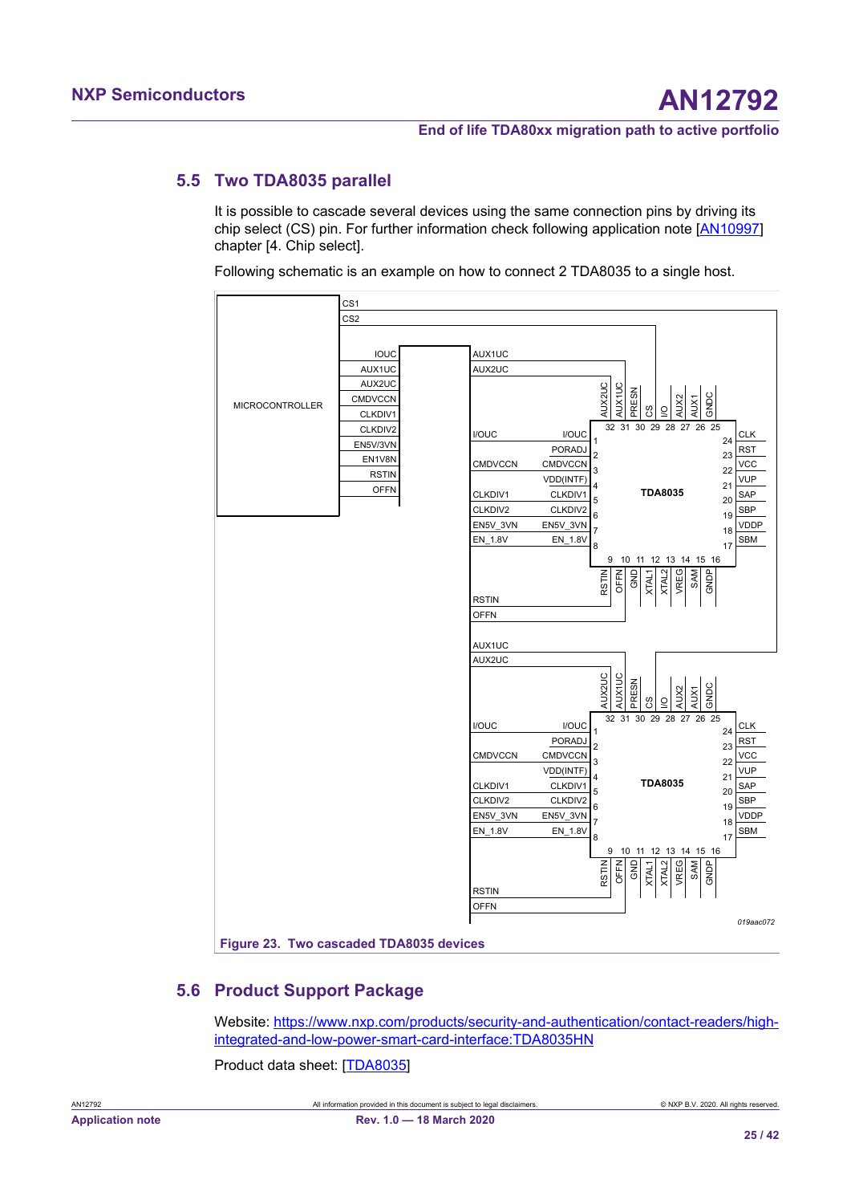## 5.5 Two TDA8035 parallel

It is possible to cascade several devices using the same connection pins by driving its chip select (CS) pin. For further information check following application note [AN10997] chapter [4. Chip select].

Following schematic is an example on how to connect 2 TDA8035 to a single host.

Figure 23. Two cascaded TDA8035 devices

## 5.6 Product Support Package

Website: https://www.nxp.com/products/security-and-authentication/contact-readers/high-integrated-and-low-power-smart-card-interface:TDA8035HN

Product data sheet: [TDA8035]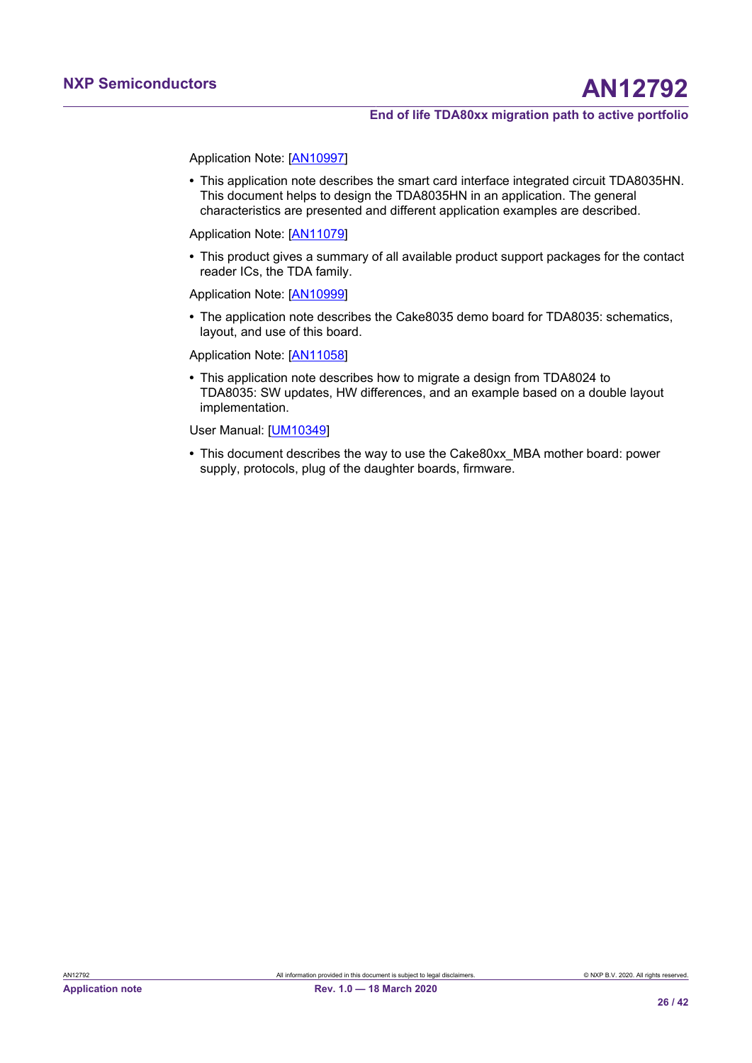Application Note: [AN10997]

- This application note describes the smart card interface integrated circuit TDA8035HN. This document helps to design the TDA8035HN in an application. The general characteristics are presented and different application examples are described.

Application Note: [AN11079]

- This product gives a summary of all available product support packages for the contact reader ICs, the TDA family.

Application Note: [AN10999]

- The application note describes the Cake8035 demo board for TDA8035: schematics, layout, and use of this board.

Application Note: [AN11058]

- This application note describes how to migrate a design from TDA8024 to TDA8035: SW updates, HW differences, and an example based on a double layout implementation.

User Manual: [UM10349]

- This document describes the way to use the Cake80xx_MBA mother board: power supply, protocols, plug of the daughter boards, firmware.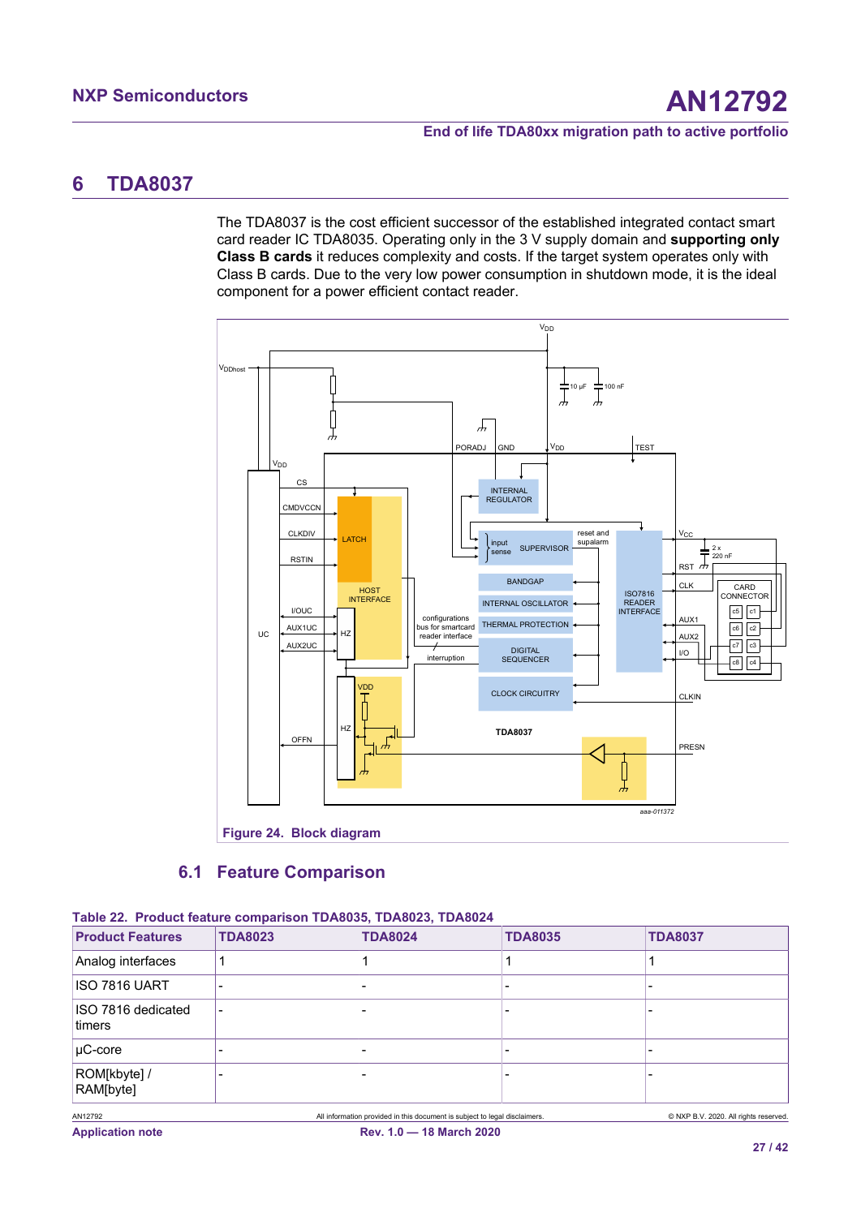# 6 TDA8037

The TDA8037 is the cost efficient successor of the established integrated contact smart card reader IC TDA8035. Operating only in the 3 V supply domain and **supporting only Class B cards** it reduces complexity and costs. If the target system operates only with Class B cards. Due to the very low power consumption in shutdown mode, it is the ideal component for a power efficient contact reader.

**Figure 24. Block diagram**

## 6.1 Feature Comparison

**Table 22. Product feature comparison TDA8035, TDA8023, TDA8024**

| Product Features | TDA8023 | TDA8024 | TDA8035 | TDA8037 |
|---|---|---|---|---|
| Analog interfaces | 1 | 1 | 1 | 1 |
| ISO 7816 UART | - | - | - | - |
| ISO 7816 dedicated timers | - | - | - | - |
| µC-core | - | - | - | - |
| ROM[kbyte] / RAM[byte] | - | - | - | - |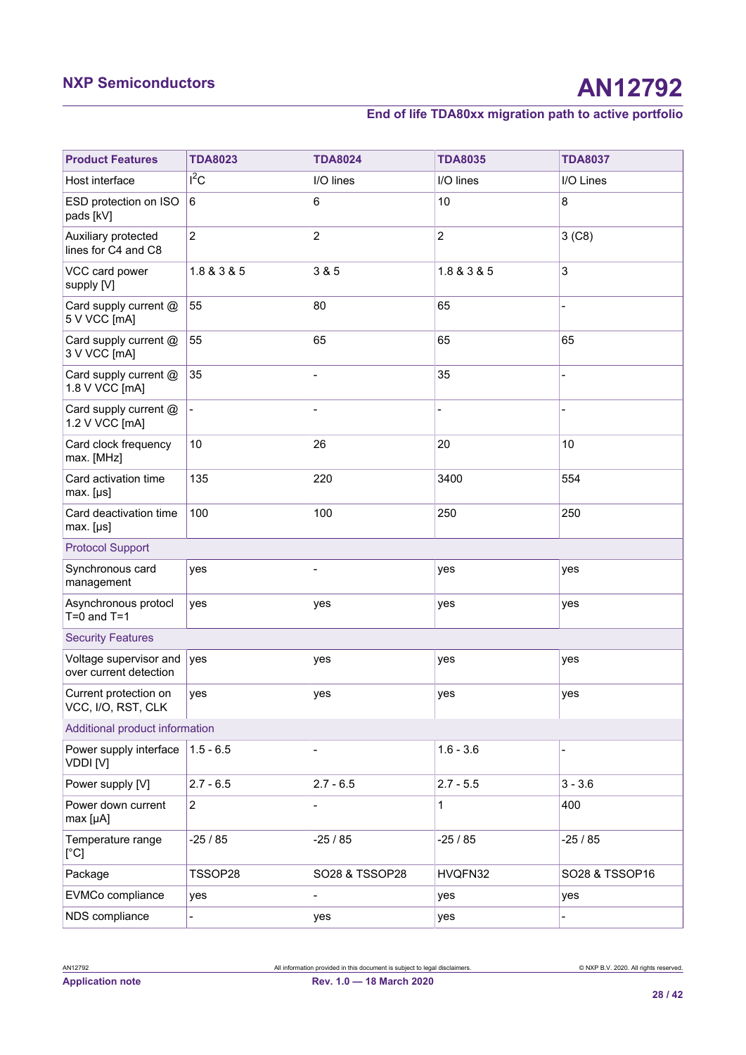| Product Features | TDA8023 | TDA8024 | TDA8035 | TDA8037 |
|---|---|---|---|---|
| Host interface | $I^2C$ | I/O lines | I/O lines | I/O Lines |
| ESD protection on ISO pads [kV] | 6 | 6 | 10 | 8 |
| Auxiliary protected lines for C4 and C8 | 2 | 2 | 2 | 3 (C8) |
| VCC card power supply [V] | 1.8 & 3 & 5 | 3 & 5 | 1.8 & 3 & 5 | 3 |
| Card supply current @ 5 V VCC [mA] | 55 | 80 | 65 | - |
| Card supply current @ 3 V VCC [mA] | 55 | 65 | 65 | 65 |
| Card supply current @ 1.8 V VCC [mA] | 35 | - | 35 | - |
| Card supply current @ 1.2 V VCC [mA] | - | - | - | - |
| Card clock frequency max. [MHz] | 10 | 26 | 20 | 10 |
| Card activation time max. [µs] | 135 | 220 | 3400 | 554 |
| Card deactivation time max. [µs] | 100 | 100 | 250 | 250 |
| Protocol Support | | | | |
| Synchronous card management | yes | - | yes | yes |
| Asynchronous protocl T=0 and T=1 | yes | yes | yes | yes |
| Security Features | | | | |
| Voltage supervisor and over current detection | yes | yes | yes | yes |
| Current protection on VCC, I/O, RST, CLK | yes | yes | yes | yes |
| Additional product information | | | | |
| Power supply interface VDDI [V] | 1.5 - 6.5 | - | 1.6 - 3.6 | - |
| Power supply [V] | 2.7 - 6.5 | 2.7 - 6.5 | 2.7 - 5.5 | 3 - 3.6 |
| Power down current max [µA] | 2 | - | 1 | 400 |
| Temperature range [°C] | -25 / 85 | -25 / 85 | -25 / 85 | -25 / 85 |
| Package | TSSOP28 | SO28 & TSSOP28 | HVQFN32 | SO28 & TSSOP16 |
| EVMCo compliance | yes | - | yes | yes |
| NDS compliance | - | yes | yes | - |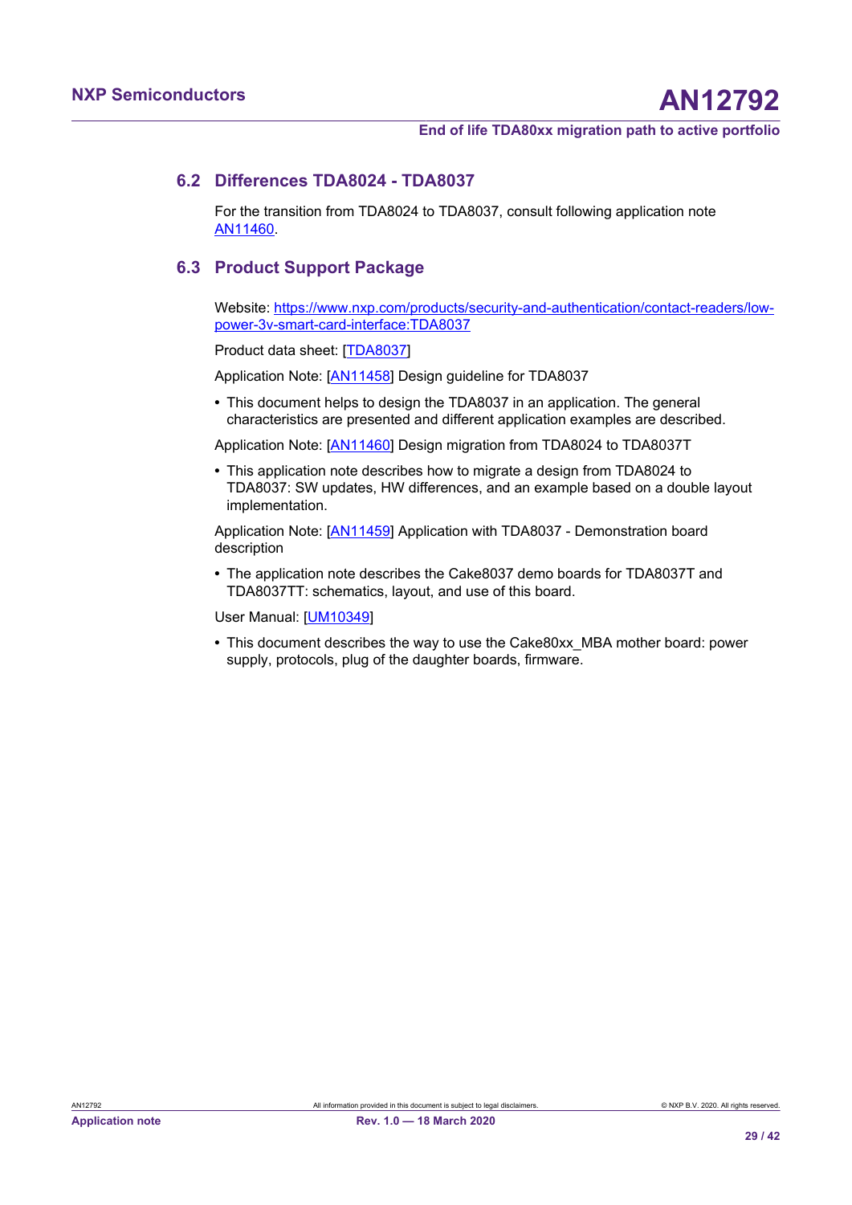## 6.2 Differences TDA8024 - TDA8037

For the transition from TDA8024 to TDA8037, consult following application note AN11460.

## 6.3 Product Support Package

Website: https://www.nxp.com/products/security-and-authentication/contact-readers/low-power-3v-smart-card-interface:TDA8037

Product data sheet: [TDA8037]

Application Note: [AN11458] Design guideline for TDA8037

- This document helps to design the TDA8037 in an application. The general characteristics are presented and different application examples are described.

Application Note: [AN11460] Design migration from TDA8024 to TDA8037T

- This application note describes how to migrate a design from TDA8024 to TDA8037: SW updates, HW differences, and an example based on a double layout implementation.

Application Note: [AN11459] Application with TDA8037 - Demonstration board description

- The application note describes the Cake8037 demo boards for TDA8037T and TDA8037TT: schematics, layout, and use of this board.

User Manual: [UM10349]

- This document describes the way to use the Cake80xx_MBA mother board: power supply, protocols, plug of the daughter boards, firmware.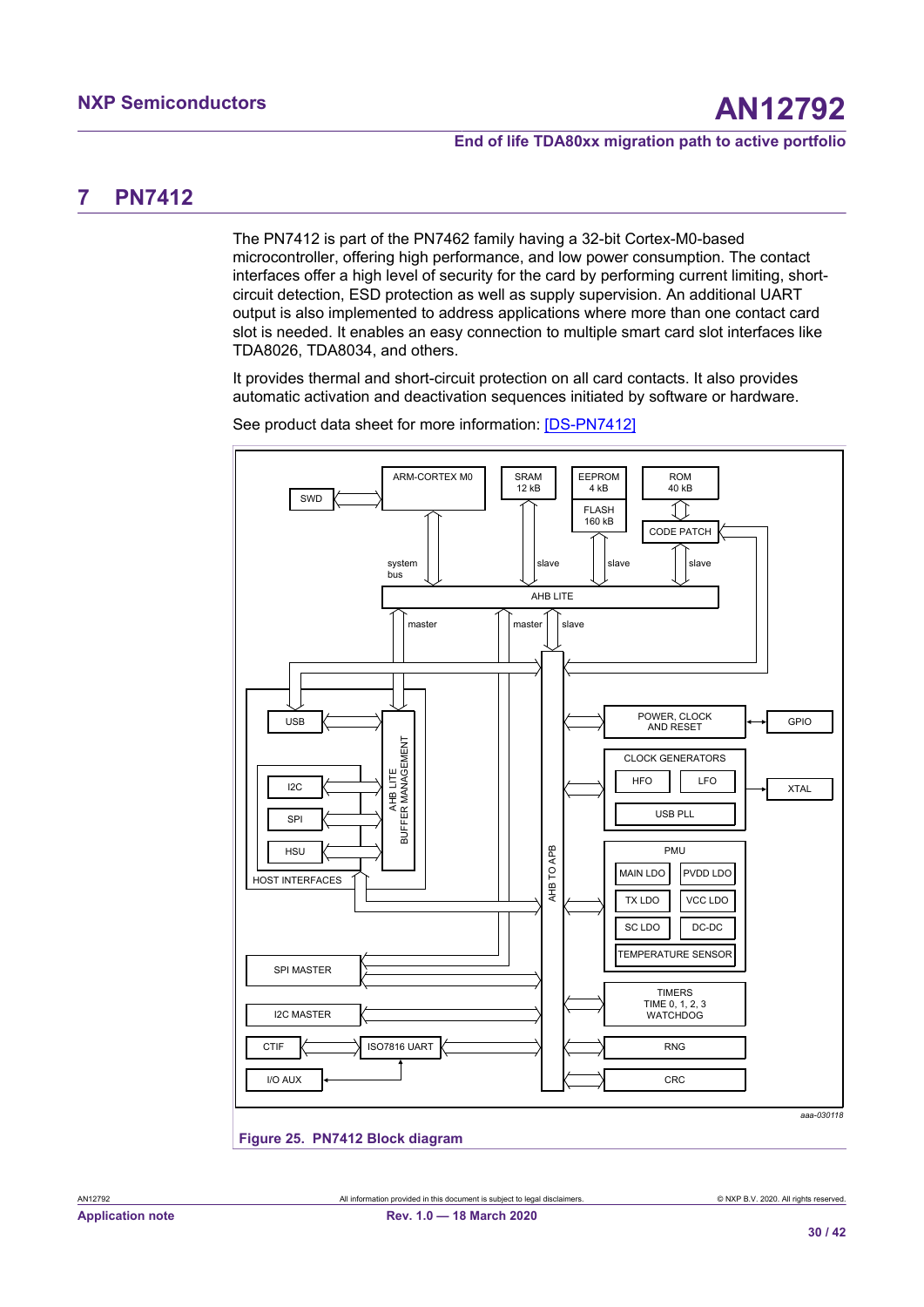# 7 PN7412

The PN7412 is part of the PN7462 family having a 32-bit Cortex-M0-based microcontroller, offering high performance, and low power consumption. The contact interfaces offer a high level of security for the card by performing current limiting, short-circuit detection, ESD protection as well as supply supervision. An additional UART output is also implemented to address applications where more than one contact card slot is needed. It enables an easy connection to multiple smart card slot interfaces like TDA8026, TDA8034, and others.

It provides thermal and short-circuit protection on all card contacts. It also provides automatic activation and deactivation sequences initiated by software or hardware.

See product data sheet for more information: [DS-PN7412]

Figure 25. PN7412 Block diagram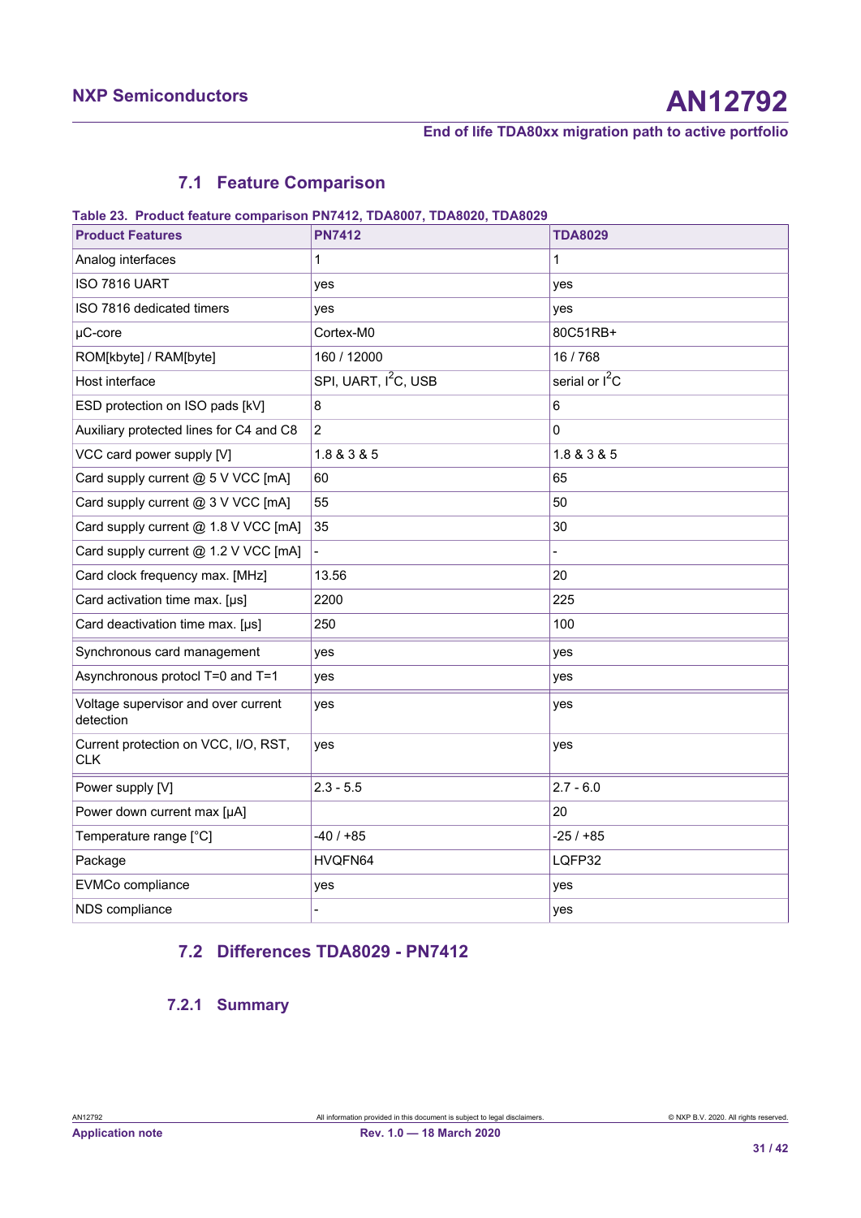## 7.1 Feature Comparison

**Table 23. Product feature comparison PN7412, TDA8007, TDA8020, TDA8029**

| Product Features | PN7412 | TDA8029 |
|---|---|---|
| Analog interfaces | 1 | 1 |
| ISO 7816 UART | yes | yes |
| ISO 7816 dedicated timers | yes | yes |
| µC-core | Cortex-M0 | 80C51RB+ |
| ROM[kbyte] / RAM[byte] | 160 / 12000 | 16 / 768 |
| Host interface | SPI, UART, $I^2C$, USB | serial or $I^2C$ |
| ESD protection on ISO pads [kV] | 8 | 6 |
| Auxiliary protected lines for C4 and C8 | 2 | 0 |
| VCC card power supply [V] | 1.8 & 3 & 5 | 1.8 & 3 & 5 |
| Card supply current @ 5 V VCC [mA] | 60 | 65 |
| Card supply current @ 3 V VCC [mA] | 55 | 50 |
| Card supply current @ 1.8 V VCC [mA] | 35 | 30 |
| Card supply current @ 1.2 V VCC [mA] | - | - |
| Card clock frequency max. [MHz] | 13.56 | 20 |
| Card activation time max. [µs] | 2200 | 225 |
| Card deactivation time max. [µs] | 250 | 100 |
| Synchronous card management | yes | yes |
| Asynchronous protocl T=0 and T=1 | yes | yes |
| Voltage supervisor and over current detection | yes | yes |
| Current protection on VCC, I/O, RST, CLK | yes | yes |
| Power supply [V] | 2.3 - 5.5 | 2.7 - 6.0 |
| Power down current max [µA] | | 20 |
| Temperature range [°C] | -40 / +85 | -25 / +85 |
| Package | HVQFN64 | LQFP32 |
| EVMCo compliance | yes | yes |
| NDS compliance | - | yes |

## 7.2 Differences TDA8029 - PN7412

### 7.2.1 Summary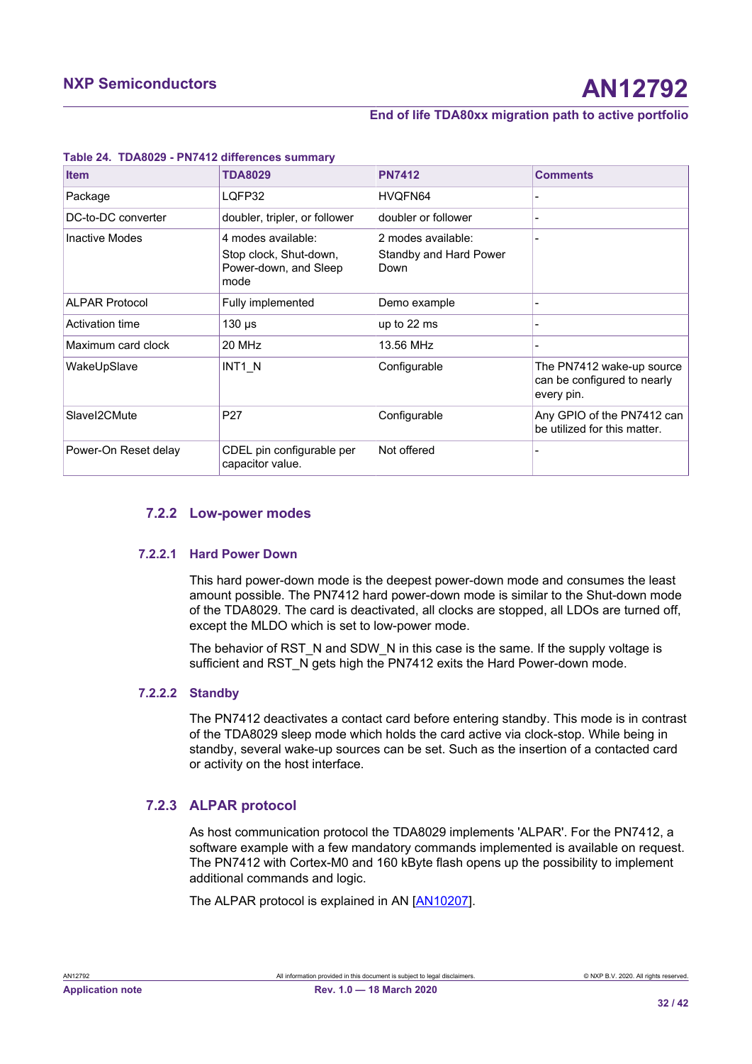**Table 24. TDA8029 - PN7412 differences summary**

| Item | TDA8029 | PN7412 | Comments |
|---|---|---|---|
| Package | LQFP32 | HVQFN64 | - |
| DC-to-DC converter | doubler, tripler, or follower | doubler or follower | - |
| Inactive Modes | 4 modes available: Stop clock, Shut-down, Power-down, and Sleep mode | 2 modes available: Standby and Hard Power Down | - |
| ALPAR Protocol | Fully implemented | Demo example | - |
| Activation time | 130 µs | up to 22 ms | - |
| Maximum card clock | 20 MHz | 13.56 MHz | - |
| WakeUpSlave | INT1_N | Configurable | The PN7412 wake-up source can be configured to nearly every pin. |
| SlaveI2CMute | P27 | Configurable | Any GPIO of the PN7412 can be utilized for this matter. |
| Power-On Reset delay | CDEL pin configurable per capacitor value. | Not offered | - |

### 7.2.2 Low-power modes

#### 7.2.2.1 Hard Power Down

This hard power-down mode is the deepest power-down mode and consumes the least amount possible. The PN7412 hard power-down mode is similar to the Shut-down mode of the TDA8029. The card is deactivated, all clocks are stopped, all LDOs are turned off, except the MLDO which is set to low-power mode.

The behavior of RST_N and SDW_N in this case is the same. If the supply voltage is sufficient and RST_N gets high the PN7412 exits the Hard Power-down mode.

#### 7.2.2.2 Standby

The PN7412 deactivates a contact card before entering standby. This mode is in contrast of the TDA8029 sleep mode which holds the card active via clock-stop. While being in standby, several wake-up sources can be set. Such as the insertion of a contacted card or activity on the host interface.

### 7.2.3 ALPAR protocol

As host communication protocol the TDA8029 implements 'ALPAR'. For the PN7412, a software example with a few mandatory commands implemented is available on request. The PN7412 with Cortex-M0 and 160 kByte flash opens up the possibility to implement additional commands and logic.

The ALPAR protocol is explained in AN [AN10207].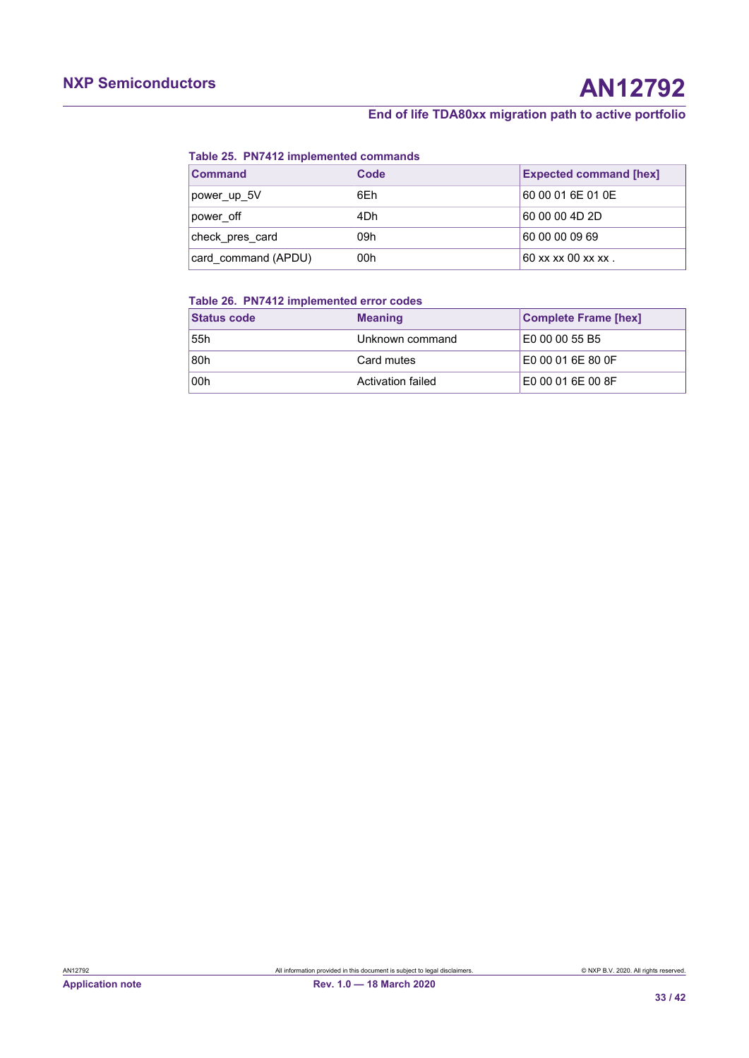**Table 25. PN7412 implemented commands**

| Command | Code | Expected command [hex] |
|---|---|---|
| power_up_5V | 6Eh | 60 00 01 6E 01 0E |
| power_off | 4Dh | 60 00 00 4D 2D |
| check_pres_card | 09h | 60 00 00 09 69 |
| card_command (APDU) | 00h | 60 xx xx 00 xx xx . |

**Table 26. PN7412 implemented error codes**

| Status code | Meaning | Complete Frame [hex] |
|---|---|---|
| 55h | Unknown command | E0 00 00 55 B5 |
| 80h | Card mutes | E0 00 01 6E 80 0F |
| 00h | Activation failed | E0 00 01 6E 00 8F |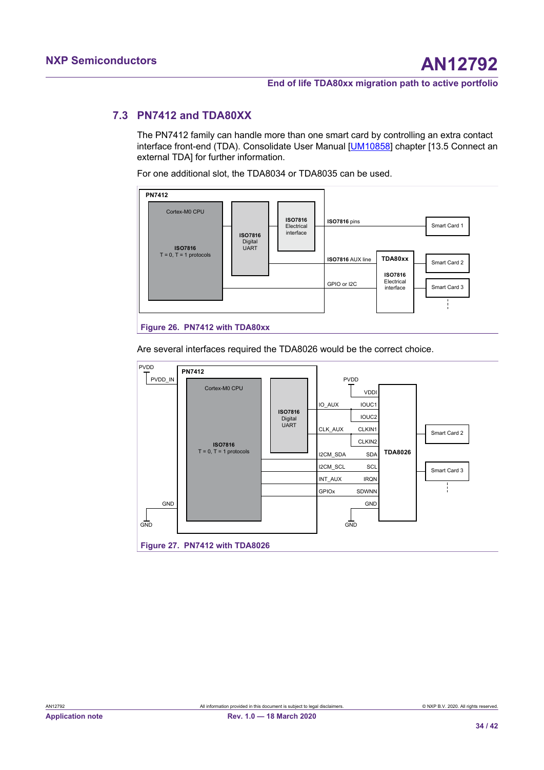## 7.3 PN7412 and TDA80XX

The PN7412 family can handle more than one smart card by controlling an extra contact interface front-end (TDA). Consolidate User Manual [UM10858] chapter [13.5 Connect an external TDA] for further information.

For one additional slot, the TDA8034 or TDA8035 can be used.

Figure 26. PN7412 with TDA80xx

Are several interfaces required the TDA8026 would be the correct choice.

Figure 27. PN7412 with TDA8026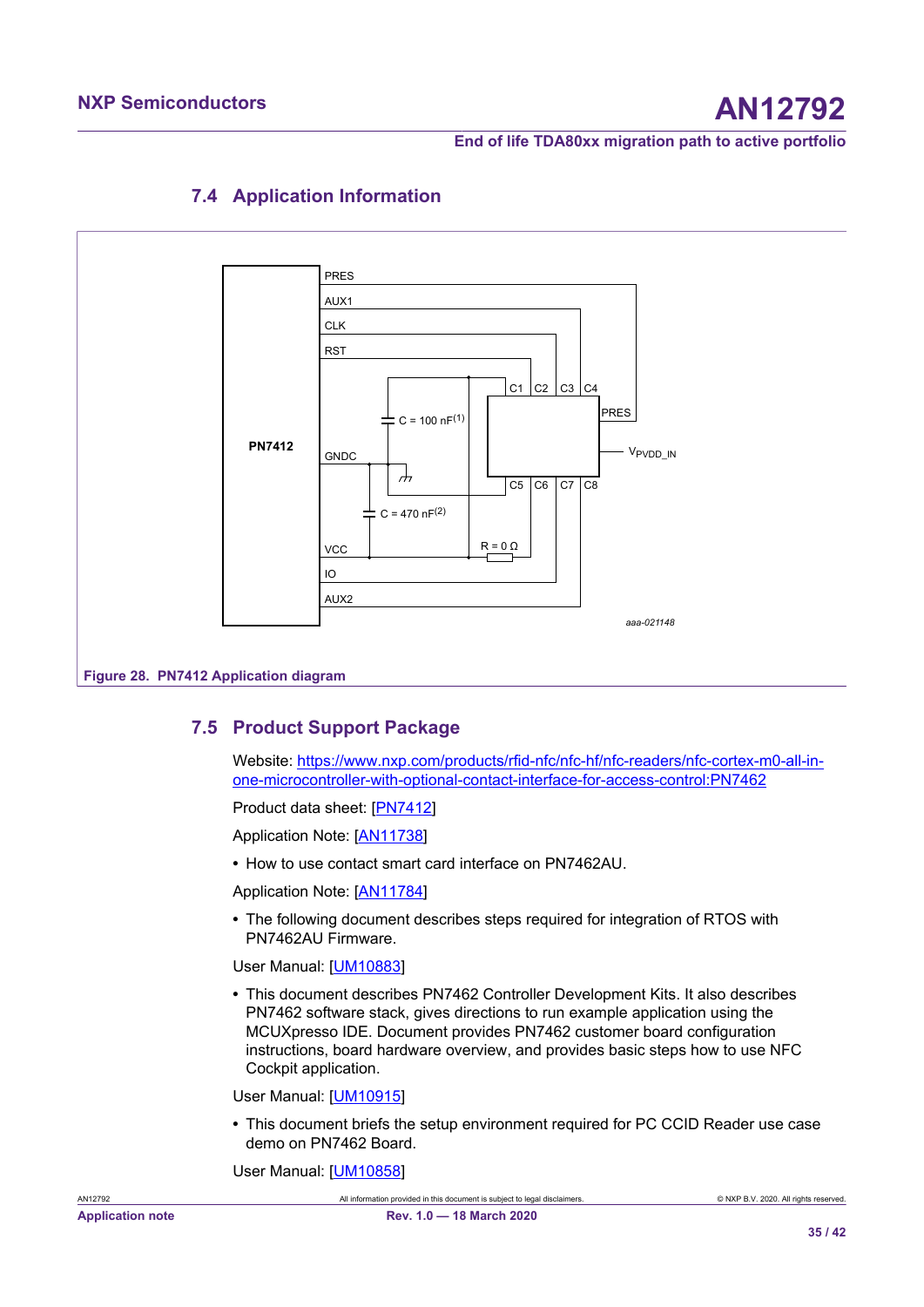## 7.4 Application Information

Figure 28. PN7412 Application diagram

## 7.5 Product Support Package

Website: https://www.nxp.com/products/rfid-nfc/nfc-hf/nfc-readers/nfc-cortex-m0-all-in-one-microcontroller-with-optional-contact-interface-for-access-control:PN7462

Product data sheet: [PN7412]

Application Note: [AN11738]

- How to use contact smart card interface on PN7462AU.

Application Note: [AN11784]

- The following document describes steps required for integration of RTOS with PN7462AU Firmware.

User Manual: [UM10883]

- This document describes PN7462 Controller Development Kits. It also describes PN7462 software stack, gives directions to run example application using the MCUXpresso IDE. Document provides PN7462 customer board configuration instructions, board hardware overview, and provides basic steps how to use NFC Cockpit application.

User Manual: [UM10915]

- This document briefs the setup environment required for PC CCID Reader use case demo on PN7462 Board.

User Manual: [UM10858]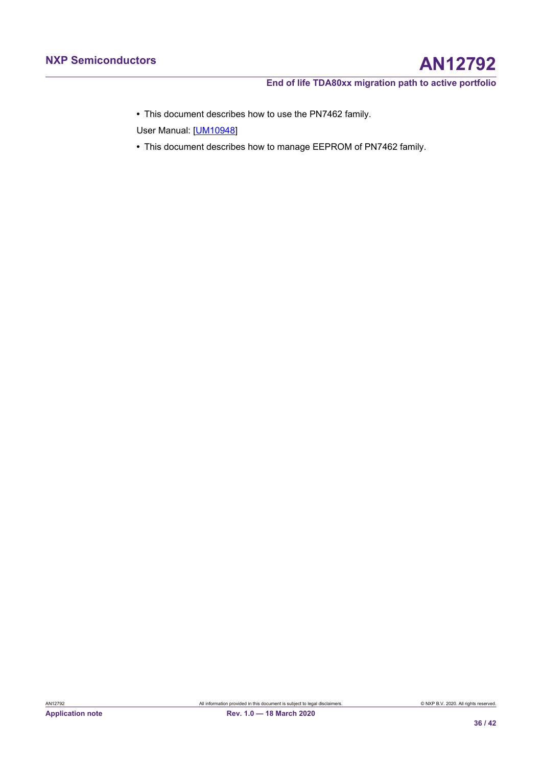- This document describes how to use the PN7462 family.

User Manual: [UM10948]

- This document describes how to manage EEPROM of PN7462 family.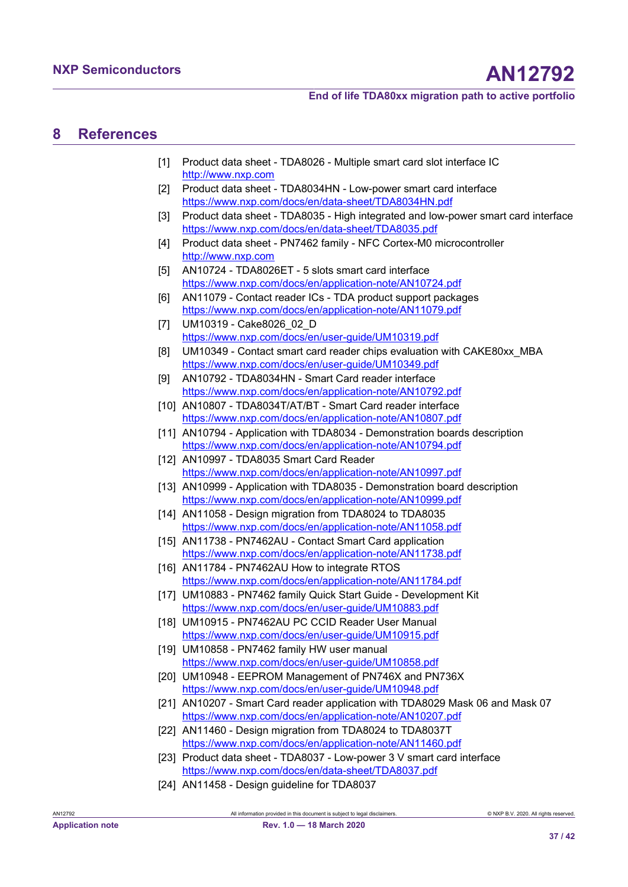## 8 References

[1] Product data sheet - TDA8026 - Multiple smart card slot interface IC
http://www.nxp.com

[2] Product data sheet - TDA8034HN - Low-power smart card interface
https://www.nxp.com/docs/en/data-sheet/TDA8034HN.pdf

[3] Product data sheet - TDA8035 - High integrated and low-power smart card interface
https://www.nxp.com/docs/en/data-sheet/TDA8035.pdf

[4] Product data sheet - PN7462 family - NFC Cortex-M0 microcontroller
http://www.nxp.com

[5] AN10724 - TDA8026ET - 5 slots smart card interface
https://www.nxp.com/docs/en/application-note/AN10724.pdf

[6] AN11079 - Contact reader ICs - TDA product support packages
https://www.nxp.com/docs/en/application-note/AN11079.pdf

[7] UM10319 - Cake8026_02_D
https://www.nxp.com/docs/en/user-guide/UM10319.pdf

[8] UM10349 - Contact smart card reader chips evaluation with CAKE80xx_MBA
https://www.nxp.com/docs/en/user-guide/UM10349.pdf

[9] AN10792 - TDA8034HN - Smart Card reader interface
https://www.nxp.com/docs/en/application-note/AN10792.pdf

[10] AN10807 - TDA8034T/AT/BT - Smart Card reader interface
https://www.nxp.com/docs/en/application-note/AN10807.pdf

[11] AN10794 - Application with TDA8034 - Demonstration boards description
https://www.nxp.com/docs/en/application-note/AN10794.pdf

[12] AN10997 - TDA8035 Smart Card Reader
https://www.nxp.com/docs/en/application-note/AN10997.pdf

[13] AN10999 - Application with TDA8035 - Demonstration board description
https://www.nxp.com/docs/en/application-note/AN10999.pdf

[14] AN11058 - Design migration from TDA8024 to TDA8035
https://www.nxp.com/docs/en/application-note/AN11058.pdf

[15] AN11738 - PN7462AU - Contact Smart Card application
https://www.nxp.com/docs/en/application-note/AN11738.pdf

[16] AN11784 - PN7462AU How to integrate RTOS
https://www.nxp.com/docs/en/application-note/AN11784.pdf

[17] UM10883 - PN7462 family Quick Start Guide - Development Kit
https://www.nxp.com/docs/en/user-guide/UM10883.pdf

[18] UM10915 - PN7462AU PC CCID Reader User Manual
https://www.nxp.com/docs/en/user-guide/UM10915.pdf

[19] UM10858 - PN7462 family HW user manual
https://www.nxp.com/docs/en/user-guide/UM10858.pdf

[20] UM10948 - EEPROM Management of PN746X and PN736X
https://www.nxp.com/docs/en/user-guide/UM10948.pdf

[21] AN10207 - Smart Card reader application with TDA8029 Mask 06 and Mask 07
https://www.nxp.com/docs/en/application-note/AN10207.pdf

[22] AN11460 - Design migration from TDA8024 to TDA8037T
https://www.nxp.com/docs/en/application-note/AN11460.pdf

[23] Product data sheet - TDA8037 - Low-power 3 V smart card interface
https://www.nxp.com/docs/en/data-sheet/TDA8037.pdf

[24] AN11458 - Design guideline for TDA8037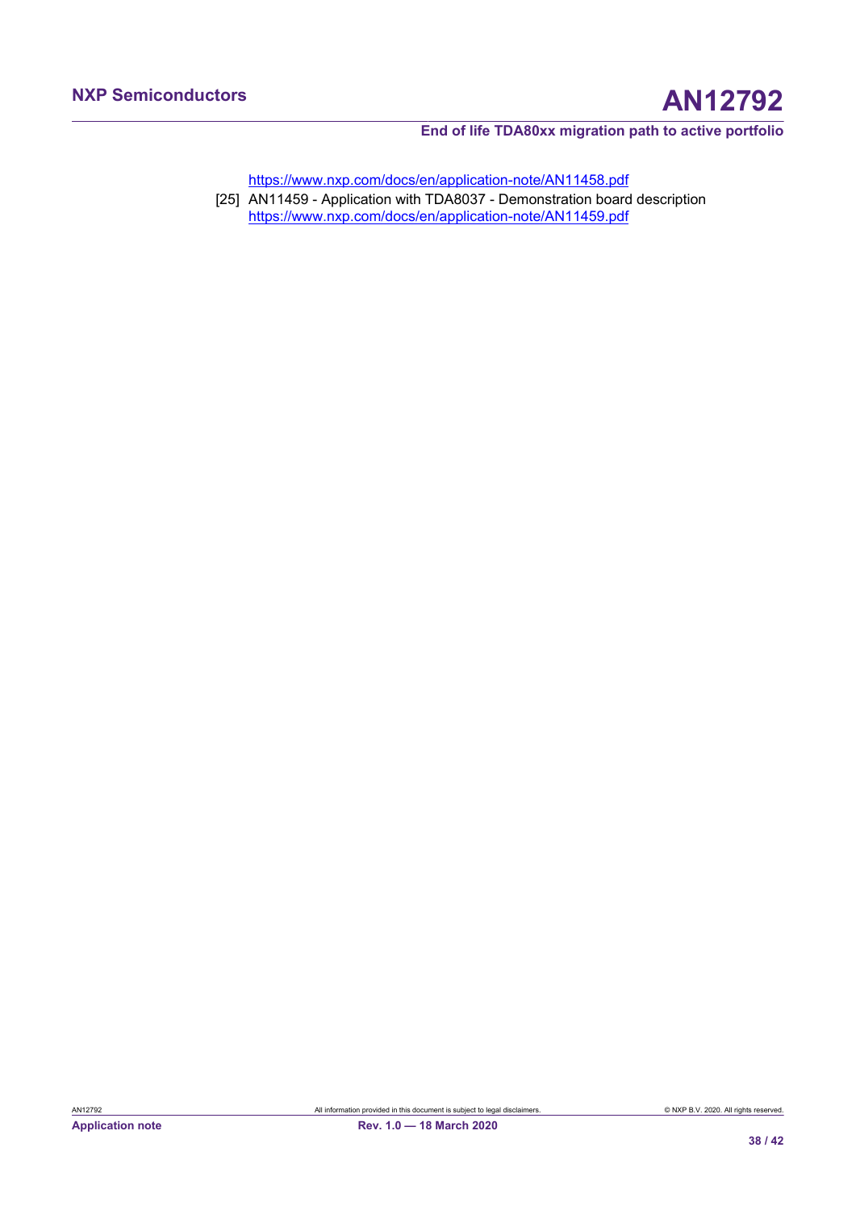https://www.nxp.com/docs/en/application-note/AN11458.pdf

[25] AN11459 - Application with TDA8037 - Demonstration board description
https://www.nxp.com/docs/en/application-note/AN11459.pdf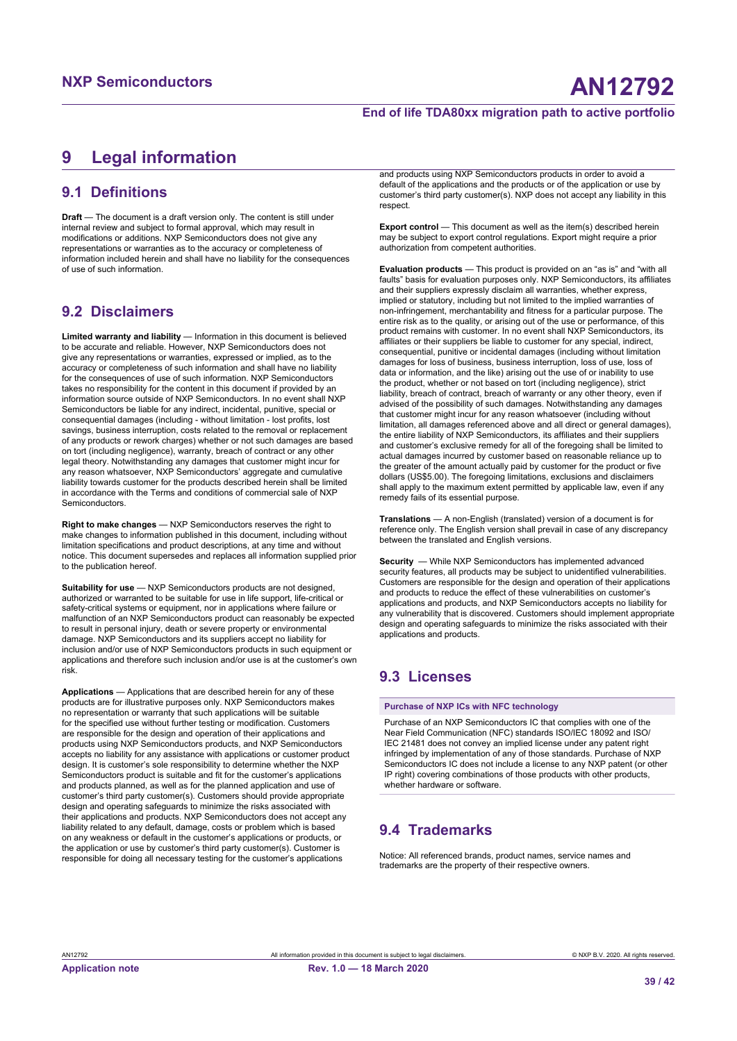# 9 Legal information

## 9.1 Definitions

**Draft** — The document is a draft version only. The content is still under internal review and subject to formal approval, which may result in modifications or additions. NXP Semiconductors does not give any representations or warranties as to the accuracy or completeness of information included herein and shall have no liability for the consequences of use of such information.

## 9.2 Disclaimers

**Limited warranty and liability** — Information in this document is believed to be accurate and reliable. However, NXP Semiconductors does not give any representations or warranties, expressed or implied, as to the accuracy or completeness of such information and shall have no liability for the consequences of use of such information. NXP Semiconductors takes no responsibility for the content in this document if provided by an information source outside of NXP Semiconductors. In no event shall NXP Semiconductors be liable for any indirect, incidental, punitive, special or consequential damages (including - without limitation - lost profits, lost savings, business interruption, costs related to the removal or replacement of any products or rework charges) whether or not such damages are based on tort (including negligence), warranty, breach of contract or any other legal theory. Notwithstanding any damages that customer might incur for any reason whatsoever, NXP Semiconductors' aggregate and cumulative liability towards customer for the products described herein shall be limited in accordance with the Terms and conditions of commercial sale of NXP Semiconductors.

**Right to make changes** — NXP Semiconductors reserves the right to make changes to information published in this document, including without limitation specifications and product descriptions, at any time and without notice. This document supersedes and replaces all information supplied prior to the publication hereof.

**Suitability for use** — NXP Semiconductors products are not designed, authorized or warranted to be suitable for use in life support, life-critical or safety-critical systems or equipment, nor in applications where failure or malfunction of an NXP Semiconductors product can reasonably be expected to result in personal injury, death or severe property or environmental damage. NXP Semiconductors and its suppliers accept no liability for inclusion and/or use of NXP Semiconductors products in such equipment or applications and therefore such inclusion and/or use is at the customer's own risk.

**Applications** — Applications that are described herein for any of these products are for illustrative purposes only. NXP Semiconductors makes no representation or warranty that such applications will be suitable for the specified use without further testing or modification. Customers are responsible for the design and operation of their applications and products using NXP Semiconductors products, and NXP Semiconductors accepts no liability for any assistance with applications or customer product design. It is customer's sole responsibility to determine whether the NXP Semiconductors product is suitable and fit for the customer's applications and products planned, as well as for the planned application and use of customer's third party customer(s). Customers should provide appropriate design and operating safeguards to minimize the risks associated with their applications and products. NXP Semiconductors does not accept any liability related to any default, damage, costs or problem which is based on any weakness or default in the customer's applications or products, or the application or use by customer's third party customer(s). Customer is responsible for doing all necessary testing for the customer's applications and products using NXP Semiconductors products in order to avoid a default of the applications and the products or of the application or use by customer's third party customer(s). NXP does not accept any liability in this respect.

**Export control** — This document as well as the item(s) described herein may be subject to export control regulations. Export might require a prior authorization from competent authorities.

**Evaluation products** — This product is provided on an "as is" and "with all faults" basis for evaluation purposes only. NXP Semiconductors, its affiliates and their suppliers expressly disclaim all warranties, whether express, implied or statutory, including but not limited to the implied warranties of non-infringement, merchantability and fitness for a particular purpose. The entire risk as to the quality, or arising out of the use or performance, of this product remains with customer. In no event shall NXP Semiconductors, its affiliates or their suppliers be liable to customer for any special, indirect, consequential, punitive or incidental damages (including without limitation damages for loss of business, business interruption, loss of use, loss of data or information, and the like) arising out the use of or inability to use the product, whether or not based on tort (including negligence), strict liability, breach of contract, breach of warranty or any other theory, even if advised of the possibility of such damages. Notwithstanding any damages that customer might incur for any reason whatsoever (including without limitation, all damages referenced above and all direct or general damages), the entire liability of NXP Semiconductors, its affiliates and their suppliers and customer's exclusive remedy for all of the foregoing shall be limited to actual damages incurred by customer based on reasonable reliance up to the greater of the amount actually paid by customer for the product or five dollars (US$5.00). The foregoing limitations, exclusions and disclaimers shall apply to the maximum extent permitted by applicable law, even if any remedy fails of its essential purpose.

**Translations** — A non-English (translated) version of a document is for reference only. The English version shall prevail in case of any discrepancy between the translated and English versions.

**Security** — While NXP Semiconductors has implemented advanced security features, all products may be subject to unidentified vulnerabilities. Customers are responsible for the design and operation of their applications and products to reduce the effect of these vulnerabilities on customer's applications and products, and NXP Semiconductors accepts no liability for any vulnerability that is discovered. Customers should implement appropriate design and operating safeguards to minimize the risks associated with their applications and products.

## 9.3 Licenses

**Purchase of NXP ICs with NFC technology**

Purchase of an NXP Semiconductors IC that complies with one of the Near Field Communication (NFC) standards ISO/IEC 18092 and ISO/IEC 21481 does not convey an implied license under any patent right infringed by implementation of any of those standards. Purchase of NXP Semiconductors IC does not include a license to any NXP patent (or other IP right) covering combinations of those products with other products, whether hardware or software.

## 9.4 Trademarks

Notice: All referenced brands, product names, service names and trademarks are the property of their respective owners.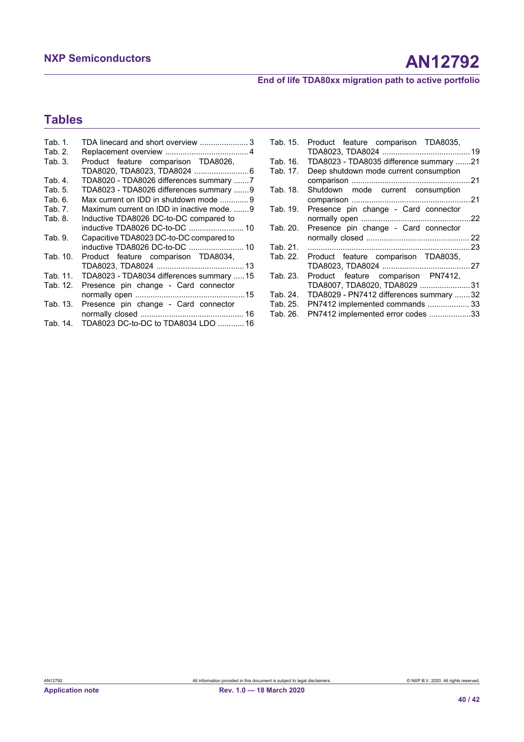## Tables

Tab. 1. TDA linecard and short overview ......................3
Tab. 2. Replacement overview ......................................4
Tab. 3. Product feature comparison TDA8026, TDA8020, TDA8023, TDA8024 ..........................6
Tab. 4. TDA8020 - TDA8026 differences summary .......7
Tab. 5. TDA8023 - TDA8026 differences summary .......9
Tab. 6. Max current on IDD in shutdown mode .............9
Tab. 7. Maximum current on IDD in inactive mode. .......9
Tab. 8. Inductive TDA8026 DC-to-DC compared to inductive TDA8026 DC-to-DC ......................... 10
Tab. 9. Capacitive TDA8023 DC-to-DC compared to inductive TDA8026 DC-to-DC ......................... 10
Tab. 10. Product feature comparison TDA8034, TDA8023, TDA8024 ........................................ 13
Tab. 11. TDA8023 - TDA8034 differences summary .....15
Tab. 12. Presence pin change - Card connector normally open ..................................................15
Tab. 13. Presence pin change - Card connector normally closed ............................................... 16
Tab. 14. TDA8023 DC-to-DC to TDA8034 LDO ............ 16
Tab. 15. Product feature comparison TDA8035, TDA8023, TDA8024 ........................................ 19
Tab. 16. TDA8023 - TDA8035 difference summary .......21
Tab. 17. Deep shutdown mode current consumption comparison .....................................................21
Tab. 18. Shutdown mode current consumption comparison .....................................................21
Tab. 19. Presence pin change - Card connector normally open ..................................................22
Tab. 20. Presence pin change - Card connector normally closed ............................................... 22
Tab. 21. .........................................................................23
Tab. 22. Product feature comparison TDA8035, TDA8023, TDA8024 ........................................27
Tab. 23. Product feature comparison PN7412, TDA8007, TDA8020, TDA8029 .......................31
Tab. 24. TDA8029 - PN7412 differences summary .......32
Tab. 25. PN7412 implemented commands ................... 33
Tab. 26. PN7412 implemented error codes ...................33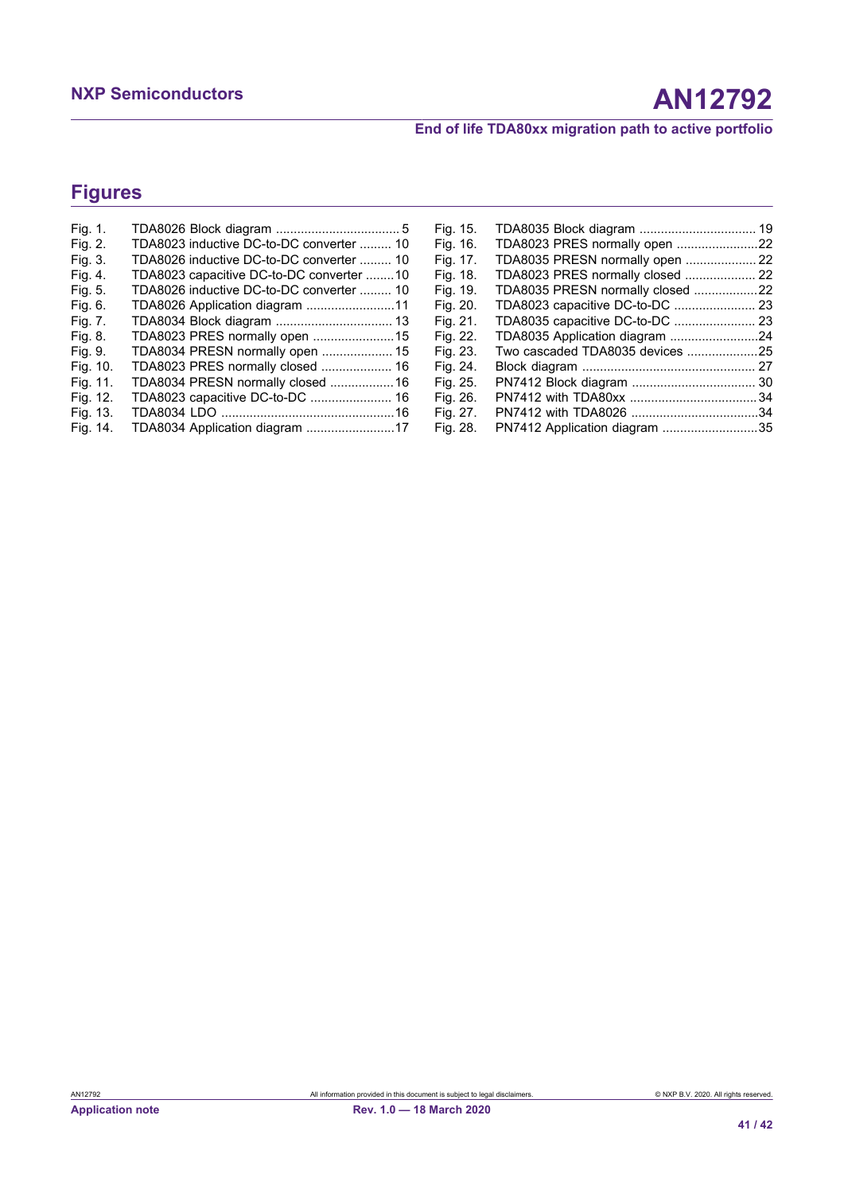## Figures

Fig. 1. TDA8026 Block diagram ....................................5
Fig. 2. TDA8023 inductive DC-to-DC converter ......... 10
Fig. 3. TDA8026 inductive DC-to-DC converter ......... 10
Fig. 4. TDA8023 capacitive DC-to-DC converter ........10
Fig. 5. TDA8026 inductive DC-to-DC converter ......... 10
Fig. 6. TDA8026 Application diagram .........................11
Fig. 7. TDA8034 Block diagram ................................. 13
Fig. 8. TDA8023 PRES normally open .......................15
Fig. 9. TDA8034 PRESN normally open .................... 15
Fig. 10. TDA8023 PRES normally closed .................... 16
Fig. 11. TDA8034 PRESN normally closed ..................16
Fig. 12. TDA8023 capacitive DC-to-DC ....................... 16
Fig. 13. TDA8034 LDO .................................................16
Fig. 14. TDA8034 Application diagram .........................17
Fig. 15. TDA8035 Block diagram ................................. 19
Fig. 16. TDA8023 PRES normally open .......................22
Fig. 17. TDA8035 PRESN normally open .................... 22
Fig. 18. TDA8023 PRES normally closed .................... 22
Fig. 19. TDA8035 PRESN normally closed ..................22
Fig. 20. TDA8023 capacitive DC-to-DC ....................... 23
Fig. 21. TDA8035 capacitive DC-to-DC ....................... 23
Fig. 22. TDA8035 Application diagram .........................24
Fig. 23. Two cascaded TDA8035 devices ....................25
Fig. 24. Block diagram ................................................. 27
Fig. 25. PN7412 Block diagram ................................... 30
Fig. 26. PN7412 with TDA80xx ....................................34
Fig. 27. PN7412 with TDA8026 ....................................34
Fig. 28. PN7412 Application diagram ...........................35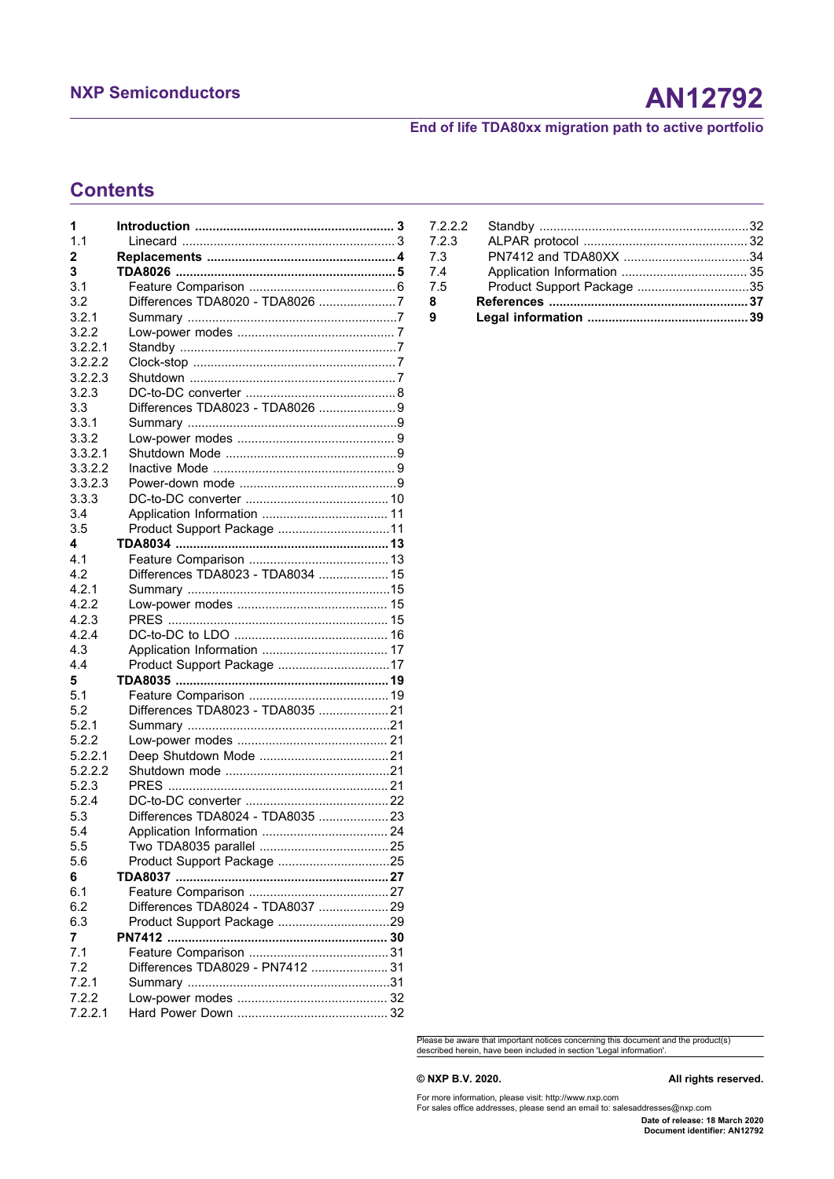## Contents

| | | |
|---|---|---|
| **1** | **Introduction** | **3** |
| 1.1 | Linecard | 3 |
| **2** | **Replacements** | **4** |
| **3** | **TDA8026** | **5** |
| 3.1 | Feature Comparison | 6 |
| 3.2 | Differences TDA8020 - TDA8026 | 7 |
| 3.2.1 | Summary | 7 |
| 3.2.2 | Low-power modes | 7 |
| 3.2.2.1 | Standby | 7 |
| 3.2.2.2 | Clock-stop | 7 |
| 3.2.2.3 | Shutdown | 7 |
| 3.2.3 | DC-to-DC converter | 8 |
| 3.3 | Differences TDA8023 - TDA8026 | 9 |
| 3.3.1 | Summary | 9 |
| 3.3.2 | Low-power modes | 9 |
| 3.3.2.1 | Shutdown Mode | 9 |
| 3.3.2.2 | Inactive Mode | 9 |
| 3.3.2.3 | Power-down mode | 9 |
| 3.3.3 | DC-to-DC converter | 10 |
| 3.4 | Application Information | 11 |
| 3.5 | Product Support Package | 11 |
| **4** | **TDA8034** | **13** |
| 4.1 | Feature Comparison | 13 |
| 4.2 | Differences TDA8023 - TDA8034 | 15 |
| 4.2.1 | Summary | 15 |
| 4.2.2 | Low-power modes | 15 |
| 4.2.3 | PRES | 15 |
| 4.2.4 | DC-to-DC to LDO | 16 |
| 4.3 | Application Information | 17 |
| 4.4 | Product Support Package | 17 |
| **5** | **TDA8035** | **19** |
| 5.1 | Feature Comparison | 19 |
| 5.2 | Differences TDA8023 - TDA8035 | 21 |
| 5.2.1 | Summary | 21 |
| 5.2.2 | Low-power modes | 21 |
| 5.2.2.1 | Deep Shutdown Mode | 21 |
| 5.2.2.2 | Shutdown mode | 21 |
| 5.2.3 | PRES | 21 |
| 5.2.4 | DC-to-DC converter | 22 |
| 5.3 | Differences TDA8024 - TDA8035 | 23 |
| 5.4 | Application Information | 24 |
| 5.5 | Two TDA8035 parallel | 25 |
| 5.6 | Product Support Package | 25 |
| **6** | **TDA8037** | **27** |
| 6.1 | Feature Comparison | 27 |
| 6.2 | Differences TDA8024 - TDA8037 | 29 |
| 6.3 | Product Support Package | 29 |
| **7** | **PN7412** | **30** |
| 7.1 | Feature Comparison | 31 |
| 7.2 | Differences TDA8029 - PN7412 | 31 |
| 7.2.1 | Summary | 31 |
| 7.2.2 | Low-power modes | 32 |
| 7.2.2.1 | Hard Power Down | 32 |
| 7.2.2.2 | Standby | 32 |
| 7.2.3 | ALPAR protocol | 32 |
| 7.3 | PN7412 and TDA80XX | 34 |
| 7.4 | Application Information | 35 |
| 7.5 | Product Support Package | 35 |
| **8** | **References** | **37** |
| **9** | **Legal information** | **39** |

Please be aware that important notices concerning this document and the product(s) described herein, have been included in section 'Legal information'.

**© NXP B.V. 2020. All rights reserved.**

For more information, please visit: http://www.nxp.com
For sales office addresses, please send an email to: salesaddresses@nxp.com

**Date of release: 18 March 2020**
**Document identifier: AN12792**